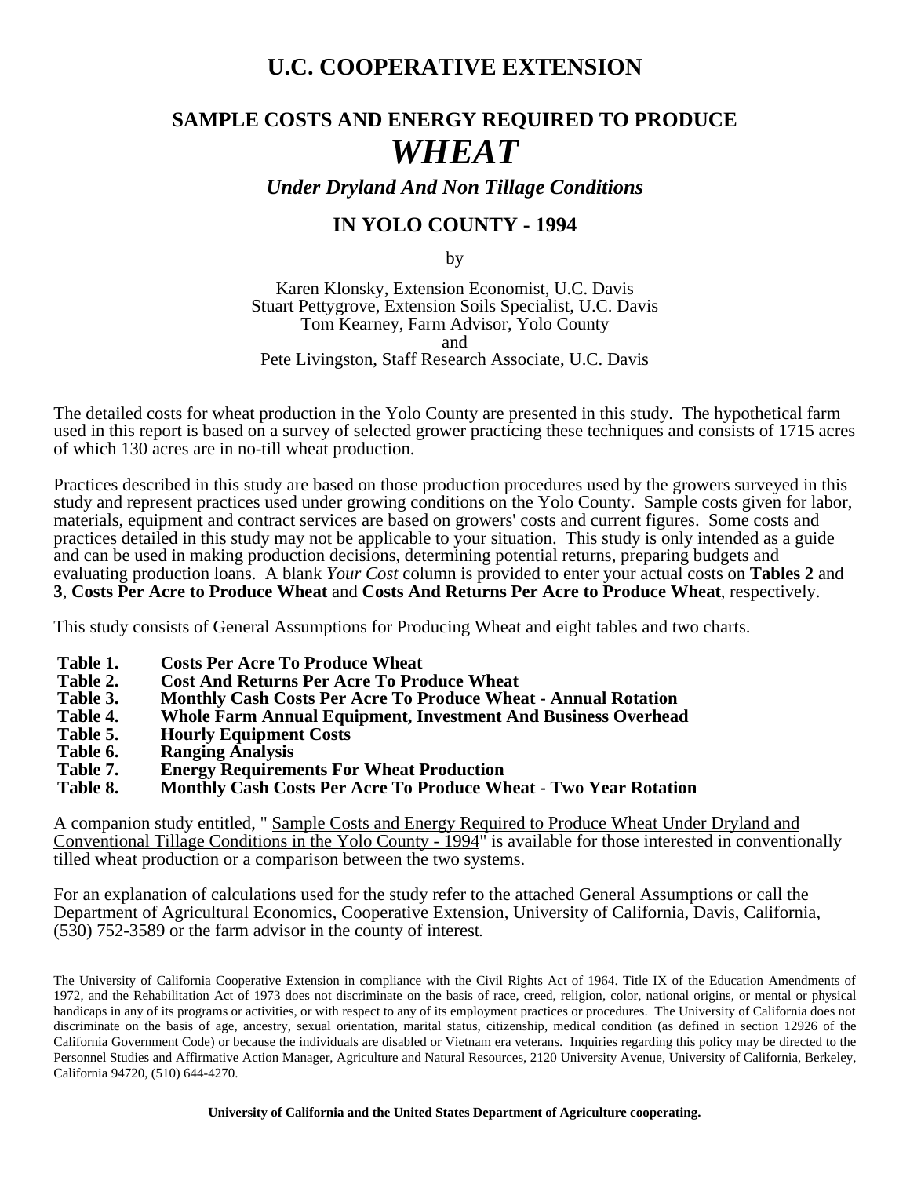# U.C. COOPERATIVE EXTENSION

## SAMPLE COSTS AND ENERGY REQUIRED TO PRODUCE

# *WHEAT*

### *Under Dryland And Non Tillage Conditions*

## IN YOLO COUNTY - 1994

by

Karen Klonsky, Extension Economist, U.C. Davis
Stuart Pettygrove, Extension Soils Specialist, U.C. Davis
Tom Kearney, Farm Advisor, Yolo County
and
Pete Livingston, Staff Research Associate, U.C. Davis

The detailed costs for wheat production in the Yolo County are presented in this study. The hypothetical farm used in this report is based on a survey of selected grower practicing these techniques and consists of 1715 acres of which 130 acres are in no-till wheat production.

Practices described in this study are based on those production procedures used by the growers surveyed in this study and represent practices used under growing conditions on the Yolo County. Sample costs given for labor, materials, equipment and contract services are based on growers' costs and current figures. Some costs and practices detailed in this study may not be applicable to your situation. This study is only intended as a guide and can be used in making production decisions, determining potential returns, preparing budgets and evaluating production loans. A blank *Your Cost* column is provided to enter your actual costs on **Tables 2** and **3**, **Costs Per Acre to Produce Wheat** and **Costs And Returns Per Acre to Produce Wheat**, respectively.

This study consists of General Assumptions for Producing Wheat and eight tables and two charts.

- **Table 1. Costs Per Acre To Produce Wheat**
- **Table 2. Cost And Returns Per Acre To Produce Wheat**
- **Table 3. Monthly Cash Costs Per Acre To Produce Wheat - Annual Rotation**
- **Table 4. Whole Farm Annual Equipment, Investment And Business Overhead**
- **Table 5. Hourly Equipment Costs**
- **Table 6. Ranging Analysis**
- **Table 7. Energy Requirements For Wheat Production**
- **Table 8. Monthly Cash Costs Per Acre To Produce Wheat - Two Year Rotation**

A companion study entitled, " Sample Costs and Energy Required to Produce Wheat Under Dryland and Conventional Tillage Conditions in the Yolo County - 1994" is available for those interested in conventionally tilled wheat production or a comparison between the two systems.

For an explanation of calculations used for the study refer to the attached General Assumptions or call the Department of Agricultural Economics, Cooperative Extension, University of California, Davis, California, (530) 752-3589 or the farm advisor in the county of interest.

The University of California Cooperative Extension in compliance with the Civil Rights Act of 1964. Title IX of the Education Amendments of 1972, and the Rehabilitation Act of 1973 does not discriminate on the basis of race, creed, religion, color, national origins, or mental or physical handicaps in any of its programs or activities, or with respect to any of its employment practices or procedures. The University of California does not discriminate on the basis of age, ancestry, sexual orientation, marital status, citizenship, medical condition (as defined in section 12926 of the California Government Code) or because the individuals are disabled or Vietnam era veterans. Inquiries regarding this policy may be directed to the Personnel Studies and Affirmative Action Manager, Agriculture and Natural Resources, 2120 University Avenue, University of California, Berkeley, California 94720, (510) 644-4270.

**University of California and the United States Department of Agriculture cooperating.**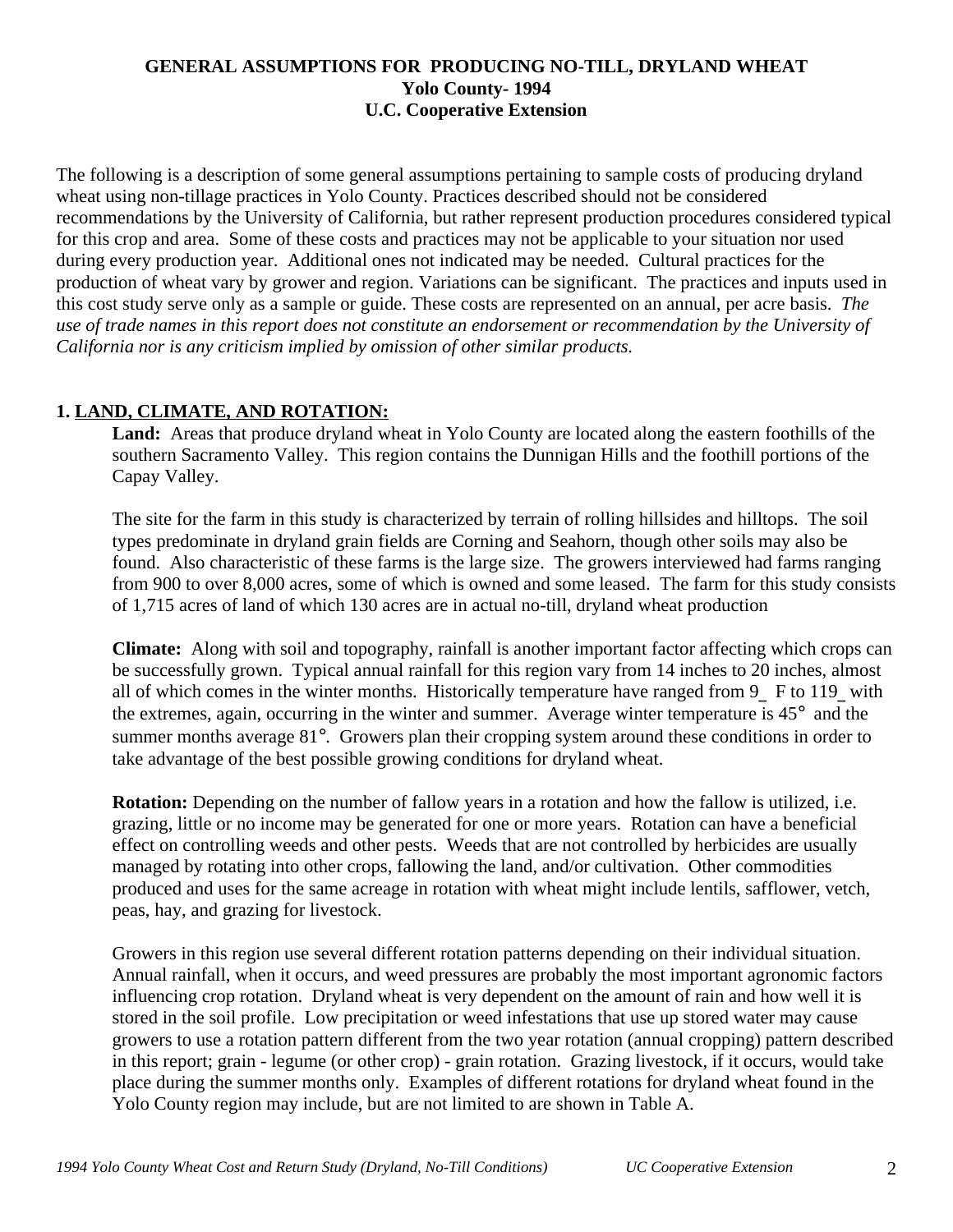# GENERAL ASSUMPTIONS FOR PRODUCING NO-TILL, DRYLAND WHEAT
## Yolo County- 1994
## U.C. Cooperative Extension

The following is a description of some general assumptions pertaining to sample costs of producing dryland wheat using non-tillage practices in Yolo County. Practices described should not be considered recommendations by the University of California, but rather represent production procedures considered typical for this crop and area. Some of these costs and practices may not be applicable to your situation nor used during every production year. Additional ones not indicated may be needed. Cultural practices for the production of wheat vary by grower and region. Variations can be significant. The practices and inputs used in this cost study serve only as a sample or guide. These costs are represented on an annual, per acre basis. *The use of trade names in this report does not constitute an endorsement or recommendation by the University of California nor is any criticism implied by omission of other similar products.*

### 1. LAND, CLIMATE, AND ROTATION:

**Land:** Areas that produce dryland wheat in Yolo County are located along the eastern foothills of the southern Sacramento Valley. This region contains the Dunnigan Hills and the foothill portions of the Capay Valley.

The site for the farm in this study is characterized by terrain of rolling hillsides and hilltops. The soil types predominate in dryland grain fields are Corning and Seahorn, though other soils may also be found. Also characteristic of these farms is the large size. The growers interviewed had farms ranging from 900 to over 8,000 acres, some of which is owned and some leased. The farm for this study consists of 1,715 acres of land of which 130 acres are in actual no-till, dryland wheat production

**Climate:** Along with soil and topography, rainfall is another important factor affecting which crops can be successfully grown. Typical annual rainfall for this region vary from 14 inches to 20 inches, almost all of which comes in the winter months. Historically temperature have ranged from 9_ F to 119_ with the extremes, again, occurring in the winter and summer. Average winter temperature is 45° and the summer months average 81°. Growers plan their cropping system around these conditions in order to take advantage of the best possible growing conditions for dryland wheat.

**Rotation:** Depending on the number of fallow years in a rotation and how the fallow is utilized, i.e. grazing, little or no income may be generated for one or more years. Rotation can have a beneficial effect on controlling weeds and other pests. Weeds that are not controlled by herbicides are usually managed by rotating into other crops, fallowing the land, and/or cultivation. Other commodities produced and uses for the same acreage in rotation with wheat might include lentils, safflower, vetch, peas, hay, and grazing for livestock.

Growers in this region use several different rotation patterns depending on their individual situation. Annual rainfall, when it occurs, and weed pressures are probably the most important agronomic factors influencing crop rotation. Dryland wheat is very dependent on the amount of rain and how well it is stored in the soil profile. Low precipitation or weed infestations that use up stored water may cause growers to use a rotation pattern different from the two year rotation (annual cropping) pattern described in this report; grain - legume (or other crop) - grain rotation. Grazing livestock, if it occurs, would take place during the summer months only. Examples of different rotations for dryland wheat found in the Yolo County region may include, but are not limited to are shown in Table A.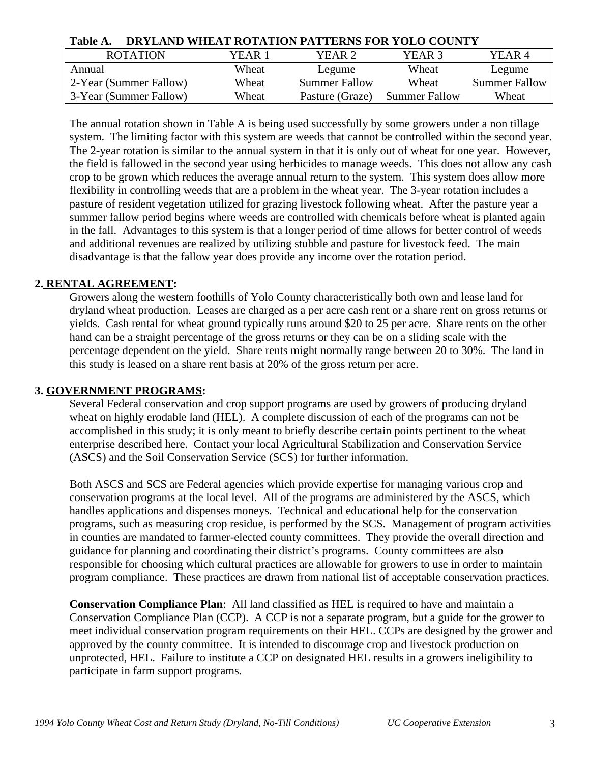**Table A. DRYLAND WHEAT ROTATION PATTERNS FOR YOLO COUNTY**

| ROTATION | YEAR 1 | YEAR 2 | YEAR 3 | YEAR 4 |
|---|---|---|---|---|
| Annual | Wheat | Legume | Wheat | Legume |
| 2-Year (Summer Fallow) | Wheat | Summer Fallow | Wheat | Summer Fallow |
| 3-Year (Summer Fallow) | Wheat | Pasture (Graze) | Summer Fallow | Wheat |

The annual rotation shown in Table A is being used successfully by some growers under a non tillage system. The limiting factor with this system are weeds that cannot be controlled within the second year. The 2-year rotation is similar to the annual system in that it is only out of wheat for one year. However, the field is fallowed in the second year using herbicides to manage weeds. This does not allow any cash crop to be grown which reduces the average annual return to the system. This system does allow more flexibility in controlling weeds that are a problem in the wheat year. The 3-year rotation includes a pasture of resident vegetation utilized for grazing livestock following wheat. After the pasture year a summer fallow period begins where weeds are controlled with chemicals before wheat is planted again in the fall. Advantages to this system is that a longer period of time allows for better control of weeds and additional revenues are realized by utilizing stubble and pasture for livestock feed. The main disadvantage is that the fallow year does provide any income over the rotation period.

**2. RENTAL AGREEMENT:**

Growers along the western foothills of Yolo County characteristically both own and lease land for dryland wheat production. Leases are charged as a per acre cash rent or a share rent on gross returns or yields. Cash rental for wheat ground typically runs around $20 to 25 per acre. Share rents on the other hand can be a straight percentage of the gross returns or they can be on a sliding scale with the percentage dependent on the yield. Share rents might normally range between 20 to 30%. The land in this study is leased on a share rent basis at 20% of the gross return per acre.

**3. GOVERNMENT PROGRAMS:**

Several Federal conservation and crop support programs are used by growers of producing dryland wheat on highly erodable land (HEL). A complete discussion of each of the programs can not be accomplished in this study; it is only meant to briefly describe certain points pertinent to the wheat enterprise described here. Contact your local Agricultural Stabilization and Conservation Service (ASCS) and the Soil Conservation Service (SCS) for further information.

Both ASCS and SCS are Federal agencies which provide expertise for managing various crop and conservation programs at the local level. All of the programs are administered by the ASCS, which handles applications and dispenses moneys. Technical and educational help for the conservation programs, such as measuring crop residue, is performed by the SCS. Management of program activities in counties are mandated to farmer-elected county committees. They provide the overall direction and guidance for planning and coordinating their district's programs. County committees are also responsible for choosing which cultural practices are allowable for growers to use in order to maintain program compliance. These practices are drawn from national list of acceptable conservation practices.

**Conservation Compliance Plan**: All land classified as HEL is required to have and maintain a Conservation Compliance Plan (CCP). A CCP is not a separate program, but a guide for the grower to meet individual conservation program requirements on their HEL. CCPs are designed by the grower and approved by the county committee. It is intended to discourage crop and livestock production on unprotected, HEL. Failure to institute a CCP on designated HEL results in a growers ineligibility to participate in farm support programs.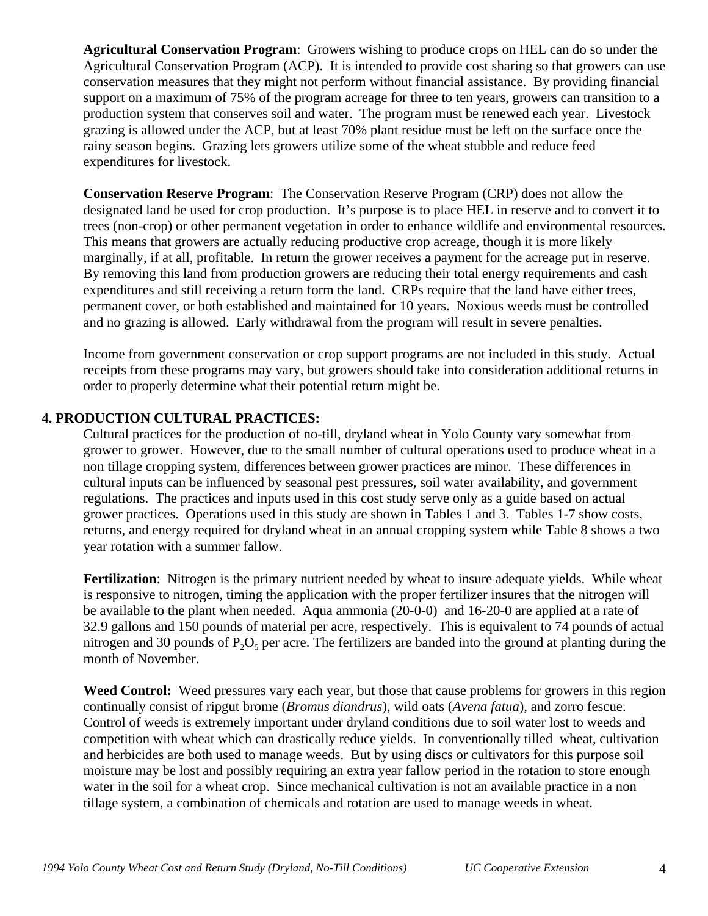**Agricultural Conservation Program**: Growers wishing to produce crops on HEL can do so under the Agricultural Conservation Program (ACP). It is intended to provide cost sharing so that growers can use conservation measures that they might not perform without financial assistance. By providing financial support on a maximum of 75% of the program acreage for three to ten years, growers can transition to a production system that conserves soil and water. The program must be renewed each year. Livestock grazing is allowed under the ACP, but at least 70% plant residue must be left on the surface once the rainy season begins. Grazing lets growers utilize some of the wheat stubble and reduce feed expenditures for livestock.

**Conservation Reserve Program**: The Conservation Reserve Program (CRP) does not allow the designated land be used for crop production. It's purpose is to place HEL in reserve and to convert it to trees (non-crop) or other permanent vegetation in order to enhance wildlife and environmental resources. This means that growers are actually reducing productive crop acreage, though it is more likely marginally, if at all, profitable. In return the grower receives a payment for the acreage put in reserve. By removing this land from production growers are reducing their total energy requirements and cash expenditures and still receiving a return form the land. CRPs require that the land have either trees, permanent cover, or both established and maintained for 10 years. Noxious weeds must be controlled and no grazing is allowed. Early withdrawal from the program will result in severe penalties.

Income from government conservation or crop support programs are not included in this study. Actual receipts from these programs may vary, but growers should take into consideration additional returns in order to properly determine what their potential return might be.

## 4. PRODUCTION CULTURAL PRACTICES:

Cultural practices for the production of no-till, dryland wheat in Yolo County vary somewhat from grower to grower. However, due to the small number of cultural operations used to produce wheat in a non tillage cropping system, differences between grower practices are minor. These differences in cultural inputs can be influenced by seasonal pest pressures, soil water availability, and government regulations. The practices and inputs used in this cost study serve only as a guide based on actual grower practices. Operations used in this study are shown in Tables 1 and 3. Tables 1-7 show costs, returns, and energy required for dryland wheat in an annual cropping system while Table 8 shows a two year rotation with a summer fallow.

**Fertilization**: Nitrogen is the primary nutrient needed by wheat to insure adequate yields. While wheat is responsive to nitrogen, timing the application with the proper fertilizer insures that the nitrogen will be available to the plant when needed. Aqua ammonia (20-0-0) and 16-20-0 are applied at a rate of 32.9 gallons and 150 pounds of material per acre, respectively. This is equivalent to 74 pounds of actual nitrogen and 30 pounds of $P_2O_5$ per acre. The fertilizers are banded into the ground at planting during the month of November.

**Weed Control:** Weed pressures vary each year, but those that cause problems for growers in this region continually consist of ripgut brome (*Bromus diandrus*), wild oats (*Avena fatua*), and zorro fescue. Control of weeds is extremely important under dryland conditions due to soil water lost to weeds and competition with wheat which can drastically reduce yields. In conventionally tilled wheat, cultivation and herbicides are both used to manage weeds. But by using discs or cultivators for this purpose soil moisture may be lost and possibly requiring an extra year fallow period in the rotation to store enough water in the soil for a wheat crop. Since mechanical cultivation is not an available practice in a non tillage system, a combination of chemicals and rotation are used to manage weeds in wheat.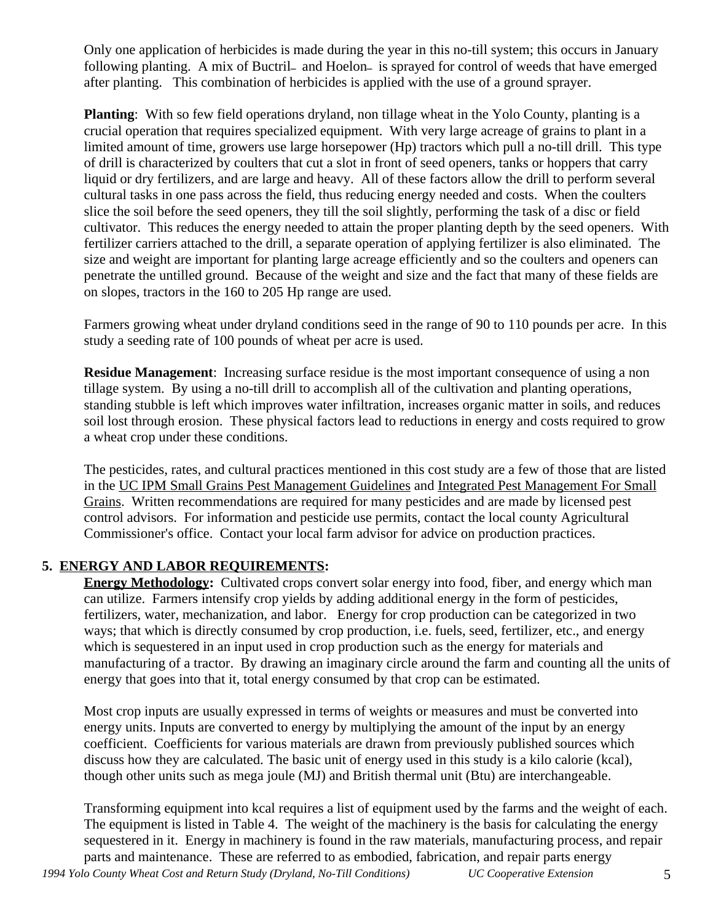Only one application of herbicides is made during the year in this no-till system; this occurs in January following planting. A mix of Buctril and Hoelon is sprayed for control of weeds that have emerged after planting. This combination of herbicides is applied with the use of a ground sprayer.

**Planting**: With so few field operations dryland, non tillage wheat in the Yolo County, planting is a crucial operation that requires specialized equipment. With very large acreage of grains to plant in a limited amount of time, growers use large horsepower (Hp) tractors which pull a no-till drill. This type of drill is characterized by coulters that cut a slot in front of seed openers, tanks or hoppers that carry liquid or dry fertilizers, and are large and heavy. All of these factors allow the drill to perform several cultural tasks in one pass across the field, thus reducing energy needed and costs. When the coulters slice the soil before the seed openers, they till the soil slightly, performing the task of a disc or field cultivator. This reduces the energy needed to attain the proper planting depth by the seed openers. With fertilizer carriers attached to the drill, a separate operation of applying fertilizer is also eliminated. The size and weight are important for planting large acreage efficiently and so the coulters and openers can penetrate the untilled ground. Because of the weight and size and the fact that many of these fields are on slopes, tractors in the 160 to 205 Hp range are used.

Farmers growing wheat under dryland conditions seed in the range of 90 to 110 pounds per acre. In this study a seeding rate of 100 pounds of wheat per acre is used.

**Residue Management**: Increasing surface residue is the most important consequence of using a non tillage system. By using a no-till drill to accomplish all of the cultivation and planting operations, standing stubble is left which improves water infiltration, increases organic matter in soils, and reduces soil lost through erosion. These physical factors lead to reductions in energy and costs required to grow a wheat crop under these conditions.

The pesticides, rates, and cultural practices mentioned in this cost study are a few of those that are listed in the UC IPM Small Grains Pest Management Guidelines and Integrated Pest Management For Small Grains. Written recommendations are required for many pesticides and are made by licensed pest control advisors. For information and pesticide use permits, contact the local county Agricultural Commissioner's office. Contact your local farm advisor for advice on production practices.

## 5. ENERGY AND LABOR REQUIREMENTS:

**Energy Methodology:** Cultivated crops convert solar energy into food, fiber, and energy which man can utilize. Farmers intensify crop yields by adding additional energy in the form of pesticides, fertilizers, water, mechanization, and labor. Energy for crop production can be categorized in two ways; that which is directly consumed by crop production, i.e. fuels, seed, fertilizer, etc., and energy which is sequestered in an input used in crop production such as the energy for materials and manufacturing of a tractor. By drawing an imaginary circle around the farm and counting all the units of energy that goes into that it, total energy consumed by that crop can be estimated.

Most crop inputs are usually expressed in terms of weights or measures and must be converted into energy units. Inputs are converted to energy by multiplying the amount of the input by an energy coefficient. Coefficients for various materials are drawn from previously published sources which discuss how they are calculated. The basic unit of energy used in this study is a kilo calorie (kcal), though other units such as mega joule (MJ) and British thermal unit (Btu) are interchangeable.

Transforming equipment into kcal requires a list of equipment used by the farms and the weight of each. The equipment is listed in Table 4. The weight of the machinery is the basis for calculating the energy sequestered in it. Energy in machinery is found in the raw materials, manufacturing process, and repair parts and maintenance. These are referred to as embodied, fabrication, and repair parts energy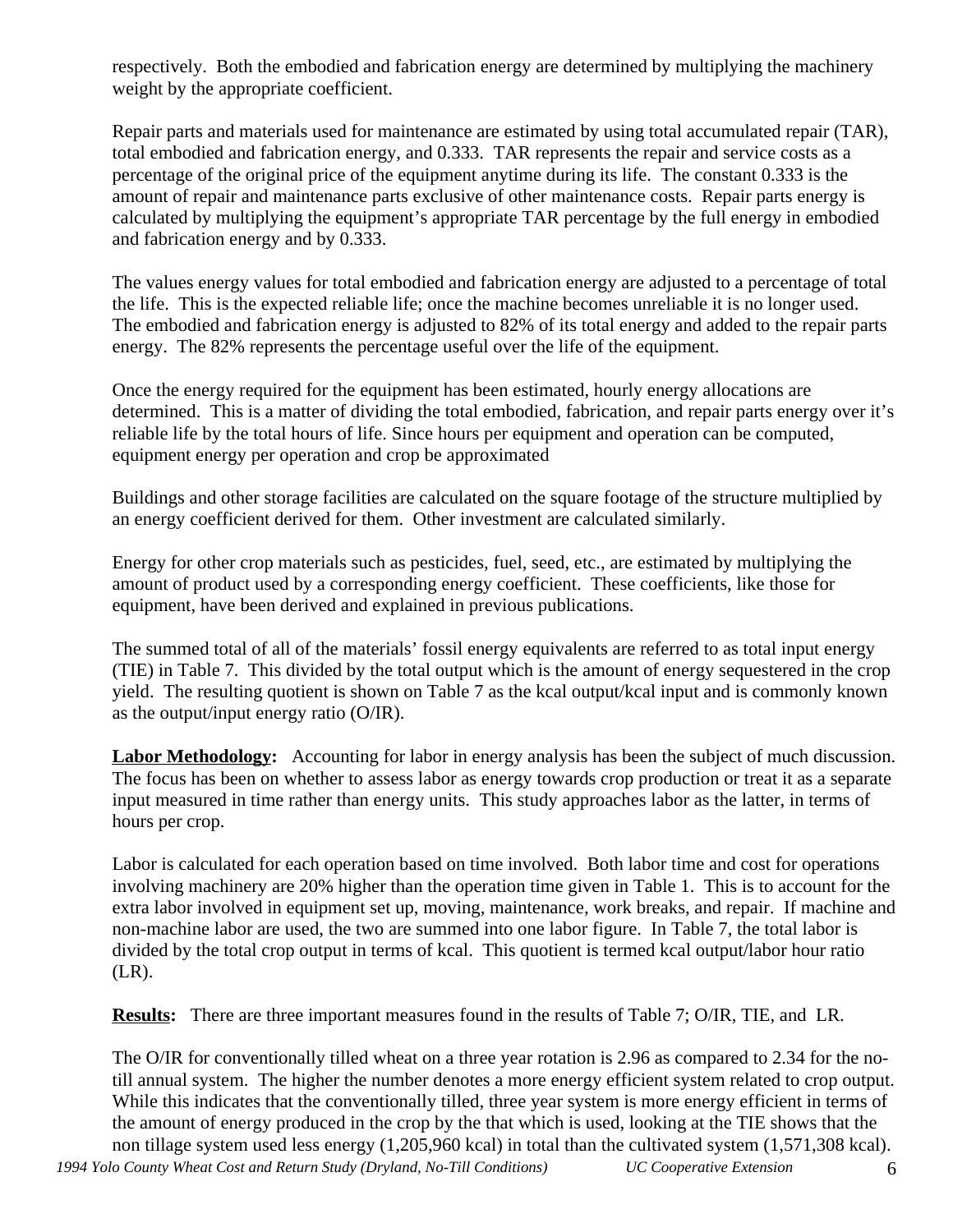respectively. Both the embodied and fabrication energy are determined by multiplying the machinery weight by the appropriate coefficient.

Repair parts and materials used for maintenance are estimated by using total accumulated repair (TAR), total embodied and fabrication energy, and 0.333. TAR represents the repair and service costs as a percentage of the original price of the equipment anytime during its life. The constant 0.333 is the amount of repair and maintenance parts exclusive of other maintenance costs. Repair parts energy is calculated by multiplying the equipment's appropriate TAR percentage by the full energy in embodied and fabrication energy and by 0.333.

The values energy values for total embodied and fabrication energy are adjusted to a percentage of total the life. This is the expected reliable life; once the machine becomes unreliable it is no longer used. The embodied and fabrication energy is adjusted to 82% of its total energy and added to the repair parts energy. The 82% represents the percentage useful over the life of the equipment.

Once the energy required for the equipment has been estimated, hourly energy allocations are determined. This is a matter of dividing the total embodied, fabrication, and repair parts energy over it's reliable life by the total hours of life. Since hours per equipment and operation can be computed, equipment energy per operation and crop be approximated

Buildings and other storage facilities are calculated on the square footage of the structure multiplied by an energy coefficient derived for them. Other investment are calculated similarly.

Energy for other crop materials such as pesticides, fuel, seed, etc., are estimated by multiplying the amount of product used by a corresponding energy coefficient. These coefficients, like those for equipment, have been derived and explained in previous publications.

The summed total of all of the materials' fossil energy equivalents are referred to as total input energy (TIE) in Table 7. This divided by the total output which is the amount of energy sequestered in the crop yield. The resulting quotient is shown on Table 7 as the kcal output/kcal input and is commonly known as the output/input energy ratio (O/IR).

**Labor Methodology:** Accounting for labor in energy analysis has been the subject of much discussion. The focus has been on whether to assess labor as energy towards crop production or treat it as a separate input measured in time rather than energy units. This study approaches labor as the latter, in terms of hours per crop.

Labor is calculated for each operation based on time involved. Both labor time and cost for operations involving machinery are 20% higher than the operation time given in Table 1. This is to account for the extra labor involved in equipment set up, moving, maintenance, work breaks, and repair. If machine and non-machine labor are used, the two are summed into one labor figure. In Table 7, the total labor is divided by the total crop output in terms of kcal. This quotient is termed kcal output/labor hour ratio (LR).

**Results:** There are three important measures found in the results of Table 7; O/IR, TIE, and LR.

The O/IR for conventionally tilled wheat on a three year rotation is 2.96 as compared to 2.34 for the no-till annual system. The higher the number denotes a more energy efficient system related to crop output. While this indicates that the conventionally tilled, three year system is more energy efficient in terms of the amount of energy produced in the crop by the that which is used, looking at the TIE shows that the non tillage system used less energy (1,205,960 kcal) in total than the cultivated system (1,571,308 kcal).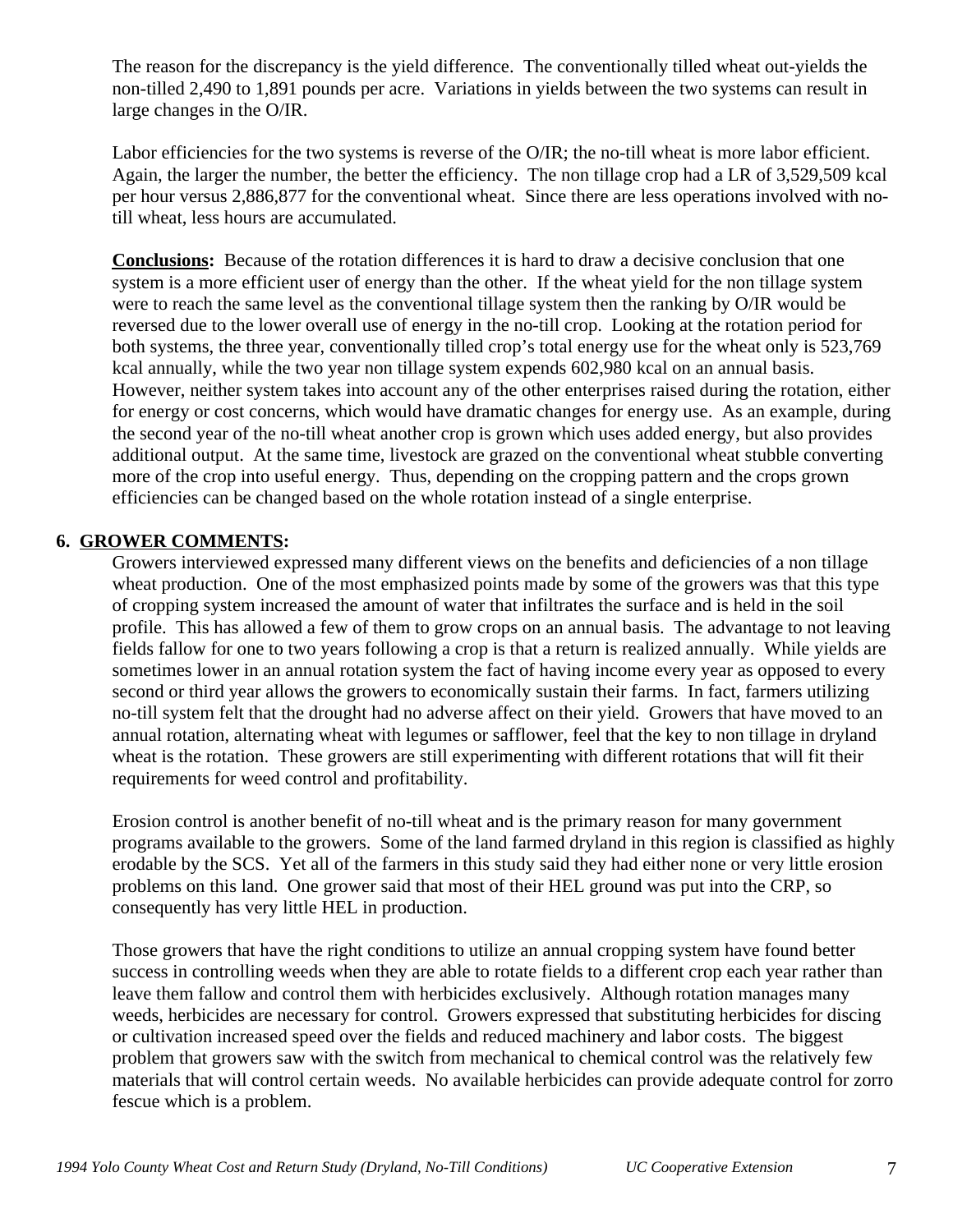The reason for the discrepancy is the yield difference. The conventionally tilled wheat out-yields the non-tilled 2,490 to 1,891 pounds per acre. Variations in yields between the two systems can result in large changes in the O/IR.

Labor efficiencies for the two systems is reverse of the O/IR; the no-till wheat is more labor efficient. Again, the larger the number, the better the efficiency. The non tillage crop had a LR of 3,529,509 kcal per hour versus 2,886,877 for the conventional wheat. Since there are less operations involved with no-till wheat, less hours are accumulated.

**Conclusions:** Because of the rotation differences it is hard to draw a decisive conclusion that one system is a more efficient user of energy than the other. If the wheat yield for the non tillage system were to reach the same level as the conventional tillage system then the ranking by O/IR would be reversed due to the lower overall use of energy in the no-till crop. Looking at the rotation period for both systems, the three year, conventionally tilled crop's total energy use for the wheat only is 523,769 kcal annually, while the two year non tillage system expends 602,980 kcal on an annual basis. However, neither system takes into account any of the other enterprises raised during the rotation, either for energy or cost concerns, which would have dramatic changes for energy use. As an example, during the second year of the no-till wheat another crop is grown which uses added energy, but also provides additional output. At the same time, livestock are grazed on the conventional wheat stubble converting more of the crop into useful energy. Thus, depending on the cropping pattern and the crops grown efficiencies can be changed based on the whole rotation instead of a single enterprise.

## 6. GROWER COMMENTS:

Growers interviewed expressed many different views on the benefits and deficiencies of a non tillage wheat production. One of the most emphasized points made by some of the growers was that this type of cropping system increased the amount of water that infiltrates the surface and is held in the soil profile. This has allowed a few of them to grow crops on an annual basis. The advantage to not leaving fields fallow for one to two years following a crop is that a return is realized annually. While yields are sometimes lower in an annual rotation system the fact of having income every year as opposed to every second or third year allows the growers to economically sustain their farms. In fact, farmers utilizing no-till system felt that the drought had no adverse affect on their yield. Growers that have moved to an annual rotation, alternating wheat with legumes or safflower, feel that the key to non tillage in dryland wheat is the rotation. These growers are still experimenting with different rotations that will fit their requirements for weed control and profitability.

Erosion control is another benefit of no-till wheat and is the primary reason for many government programs available to the growers. Some of the land farmed dryland in this region is classified as highly erodable by the SCS. Yet all of the farmers in this study said they had either none or very little erosion problems on this land. One grower said that most of their HEL ground was put into the CRP, so consequently has very little HEL in production.

Those growers that have the right conditions to utilize an annual cropping system have found better success in controlling weeds when they are able to rotate fields to a different crop each year rather than leave them fallow and control them with herbicides exclusively. Although rotation manages many weeds, herbicides are necessary for control. Growers expressed that substituting herbicides for discing or cultivation increased speed over the fields and reduced machinery and labor costs. The biggest problem that growers saw with the switch from mechanical to chemical control was the relatively few materials that will control certain weeds. No available herbicides can provide adequate control for zorro fescue which is a problem.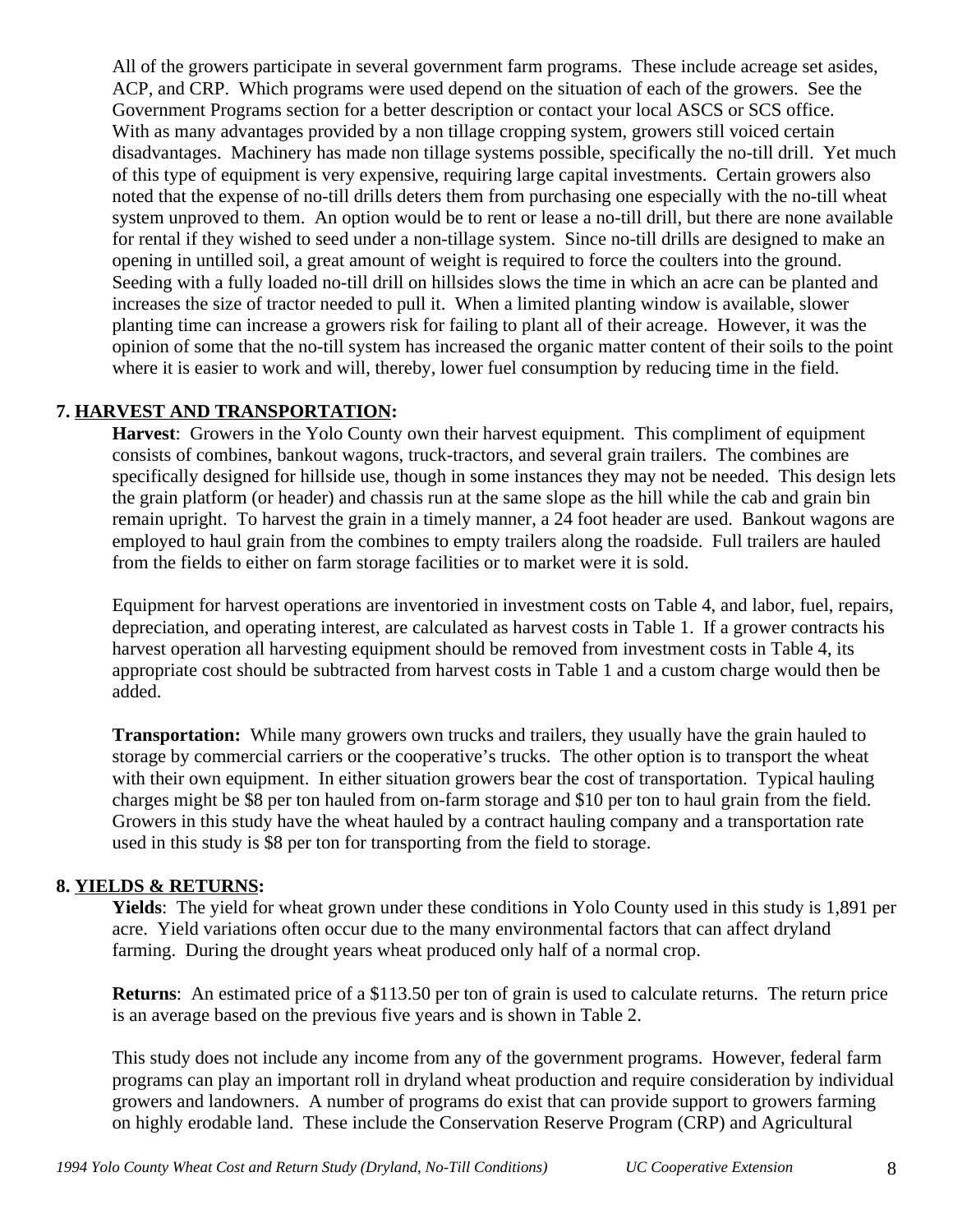All of the growers participate in several government farm programs. These include acreage set asides, ACP, and CRP. Which programs were used depend on the situation of each of the growers. See the Government Programs section for a better description or contact your local ASCS or SCS office. With as many advantages provided by a non tillage cropping system, growers still voiced certain disadvantages. Machinery has made non tillage systems possible, specifically the no-till drill. Yet much of this type of equipment is very expensive, requiring large capital investments. Certain growers also noted that the expense of no-till drills deters them from purchasing one especially with the no-till wheat system unproved to them. An option would be to rent or lease a no-till drill, but there are none available for rental if they wished to seed under a non-tillage system. Since no-till drills are designed to make an opening in untilled soil, a great amount of weight is required to force the coulters into the ground. Seeding with a fully loaded no-till drill on hillsides slows the time in which an acre can be planted and increases the size of tractor needed to pull it. When a limited planting window is available, slower planting time can increase a growers risk for failing to plant all of their acreage. However, it was the opinion of some that the no-till system has increased the organic matter content of their soils to the point where it is easier to work and will, thereby, lower fuel consumption by reducing time in the field.

## 7. HARVEST AND TRANSPORTATION:

**Harvest**: Growers in the Yolo County own their harvest equipment. This compliment of equipment consists of combines, bankout wagons, truck-tractors, and several grain trailers. The combines are specifically designed for hillside use, though in some instances they may not be needed. This design lets the grain platform (or header) and chassis run at the same slope as the hill while the cab and grain bin remain upright. To harvest the grain in a timely manner, a 24 foot header are used. Bankout wagons are employed to haul grain from the combines to empty trailers along the roadside. Full trailers are hauled from the fields to either on farm storage facilities or to market were it is sold.

Equipment for harvest operations are inventoried in investment costs on Table 4, and labor, fuel, repairs, depreciation, and operating interest, are calculated as harvest costs in Table 1. If a grower contracts his harvest operation all harvesting equipment should be removed from investment costs in Table 4, its appropriate cost should be subtracted from harvest costs in Table 1 and a custom charge would then be added.

**Transportation:** While many growers own trucks and trailers, they usually have the grain hauled to storage by commercial carriers or the cooperative's trucks. The other option is to transport the wheat with their own equipment. In either situation growers bear the cost of transportation. Typical hauling charges might be $8 per ton hauled from on-farm storage and $10 per ton to haul grain from the field. Growers in this study have the wheat hauled by a contract hauling company and a transportation rate used in this study is $8 per ton for transporting from the field to storage.

## 8. YIELDS & RETURNS:

**Yields**: The yield for wheat grown under these conditions in Yolo County used in this study is 1,891 per acre. Yield variations often occur due to the many environmental factors that can affect dryland farming. During the drought years wheat produced only half of a normal crop.

**Returns**: An estimated price of a $113.50 per ton of grain is used to calculate returns. The return price is an average based on the previous five years and is shown in Table 2.

This study does not include any income from any of the government programs. However, federal farm programs can play an important roll in dryland wheat production and require consideration by individual growers and landowners. A number of programs do exist that can provide support to growers farming on highly erodable land. These include the Conservation Reserve Program (CRP) and Agricultural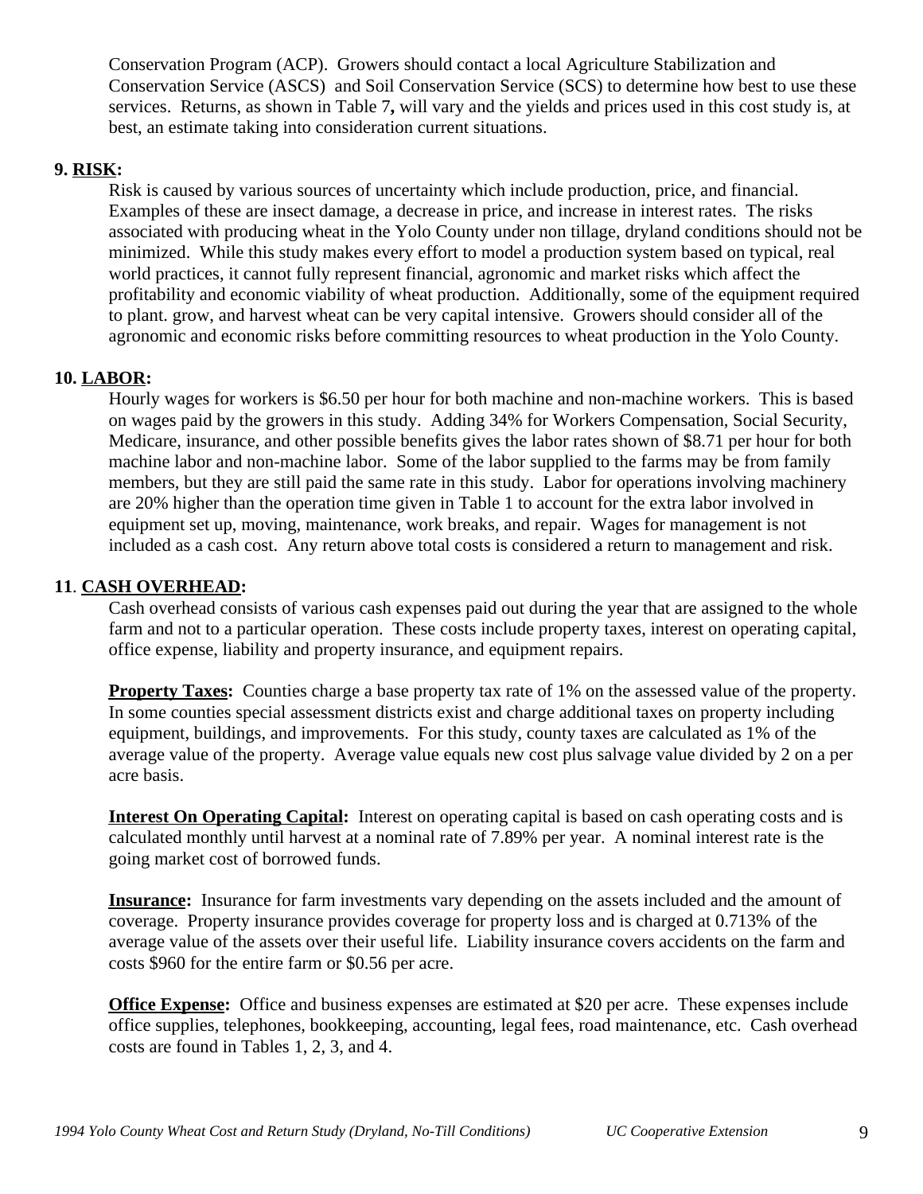Conservation Program (ACP). Growers should contact a local Agriculture Stabilization and Conservation Service (ASCS) and Soil Conservation Service (SCS) to determine how best to use these services. Returns, as shown in Table 7**,** will vary and the yields and prices used in this cost study is, at best, an estimate taking into consideration current situations.

**9. RISK:**

Risk is caused by various sources of uncertainty which include production, price, and financial. Examples of these are insect damage, a decrease in price, and increase in interest rates. The risks associated with producing wheat in the Yolo County under non tillage, dryland conditions should not be minimized. While this study makes every effort to model a production system based on typical, real world practices, it cannot fully represent financial, agronomic and market risks which affect the profitability and economic viability of wheat production. Additionally, some of the equipment required to plant. grow, and harvest wheat can be very capital intensive. Growers should consider all of the agronomic and economic risks before committing resources to wheat production in the Yolo County.

**10. LABOR:**

Hourly wages for workers is $6.50 per hour for both machine and non-machine workers. This is based on wages paid by the growers in this study. Adding 34% for Workers Compensation, Social Security, Medicare, insurance, and other possible benefits gives the labor rates shown of $8.71 per hour for both machine labor and non-machine labor. Some of the labor supplied to the farms may be from family members, but they are still paid the same rate in this study. Labor for operations involving machinery are 20% higher than the operation time given in Table 1 to account for the extra labor involved in equipment set up, moving, maintenance, work breaks, and repair. Wages for management is not included as a cash cost. Any return above total costs is considered a return to management and risk.

**11. CASH OVERHEAD:**

Cash overhead consists of various cash expenses paid out during the year that are assigned to the whole farm and not to a particular operation. These costs include property taxes, interest on operating capital, office expense, liability and property insurance, and equipment repairs.

**Property Taxes:** Counties charge a base property tax rate of 1% on the assessed value of the property. In some counties special assessment districts exist and charge additional taxes on property including equipment, buildings, and improvements. For this study, county taxes are calculated as 1% of the average value of the property. Average value equals new cost plus salvage value divided by 2 on a per acre basis.

**Interest On Operating Capital:** Interest on operating capital is based on cash operating costs and is calculated monthly until harvest at a nominal rate of 7.89% per year. A nominal interest rate is the going market cost of borrowed funds.

**Insurance:** Insurance for farm investments vary depending on the assets included and the amount of coverage. Property insurance provides coverage for property loss and is charged at 0.713% of the average value of the assets over their useful life. Liability insurance covers accidents on the farm and costs $960 for the entire farm or $0.56 per acre.

**Office Expense:** Office and business expenses are estimated at $20 per acre. These expenses include office supplies, telephones, bookkeeping, accounting, legal fees, road maintenance, etc. Cash overhead costs are found in Tables 1, 2, 3, and 4.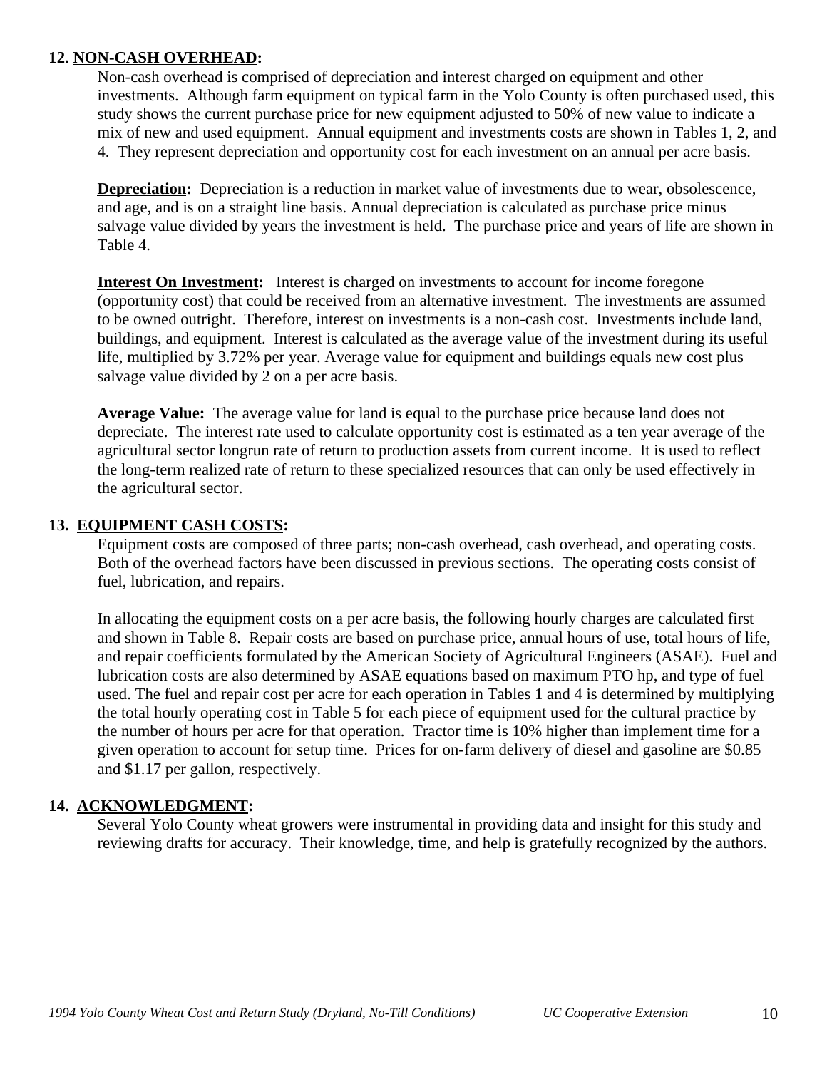## 12. NON-CASH OVERHEAD:

Non-cash overhead is comprised of depreciation and interest charged on equipment and other investments. Although farm equipment on typical farm in the Yolo County is often purchased used, this study shows the current purchase price for new equipment adjusted to 50% of new value to indicate a mix of new and used equipment. Annual equipment and investments costs are shown in Tables 1, 2, and 4. They represent depreciation and opportunity cost for each investment on an annual per acre basis.

**Depreciation:** Depreciation is a reduction in market value of investments due to wear, obsolescence, and age, and is on a straight line basis. Annual depreciation is calculated as purchase price minus salvage value divided by years the investment is held. The purchase price and years of life are shown in Table 4.

**Interest On Investment:** Interest is charged on investments to account for income foregone (opportunity cost) that could be received from an alternative investment. The investments are assumed to be owned outright. Therefore, interest on investments is a non-cash cost. Investments include land, buildings, and equipment. Interest is calculated as the average value of the investment during its useful life, multiplied by 3.72% per year. Average value for equipment and buildings equals new cost plus salvage value divided by 2 on a per acre basis.

**Average Value:** The average value for land is equal to the purchase price because land does not depreciate. The interest rate used to calculate opportunity cost is estimated as a ten year average of the agricultural sector longrun rate of return to production assets from current income. It is used to reflect the long-term realized rate of return to these specialized resources that can only be used effectively in the agricultural sector.

## 13. EQUIPMENT CASH COSTS:

Equipment costs are composed of three parts; non-cash overhead, cash overhead, and operating costs. Both of the overhead factors have been discussed in previous sections. The operating costs consist of fuel, lubrication, and repairs.

In allocating the equipment costs on a per acre basis, the following hourly charges are calculated first and shown in Table 8. Repair costs are based on purchase price, annual hours of use, total hours of life, and repair coefficients formulated by the American Society of Agricultural Engineers (ASAE). Fuel and lubrication costs are also determined by ASAE equations based on maximum PTO hp, and type of fuel used. The fuel and repair cost per acre for each operation in Tables 1 and 4 is determined by multiplying the total hourly operating cost in Table 5 for each piece of equipment used for the cultural practice by the number of hours per acre for that operation. Tractor time is 10% higher than implement time for a given operation to account for setup time. Prices for on-farm delivery of diesel and gasoline are $0.85 and $1.17 per gallon, respectively.

## 14. ACKNOWLEDGMENT:

Several Yolo County wheat growers were instrumental in providing data and insight for this study and reviewing drafts for accuracy. Their knowledge, time, and help is gratefully recognized by the authors.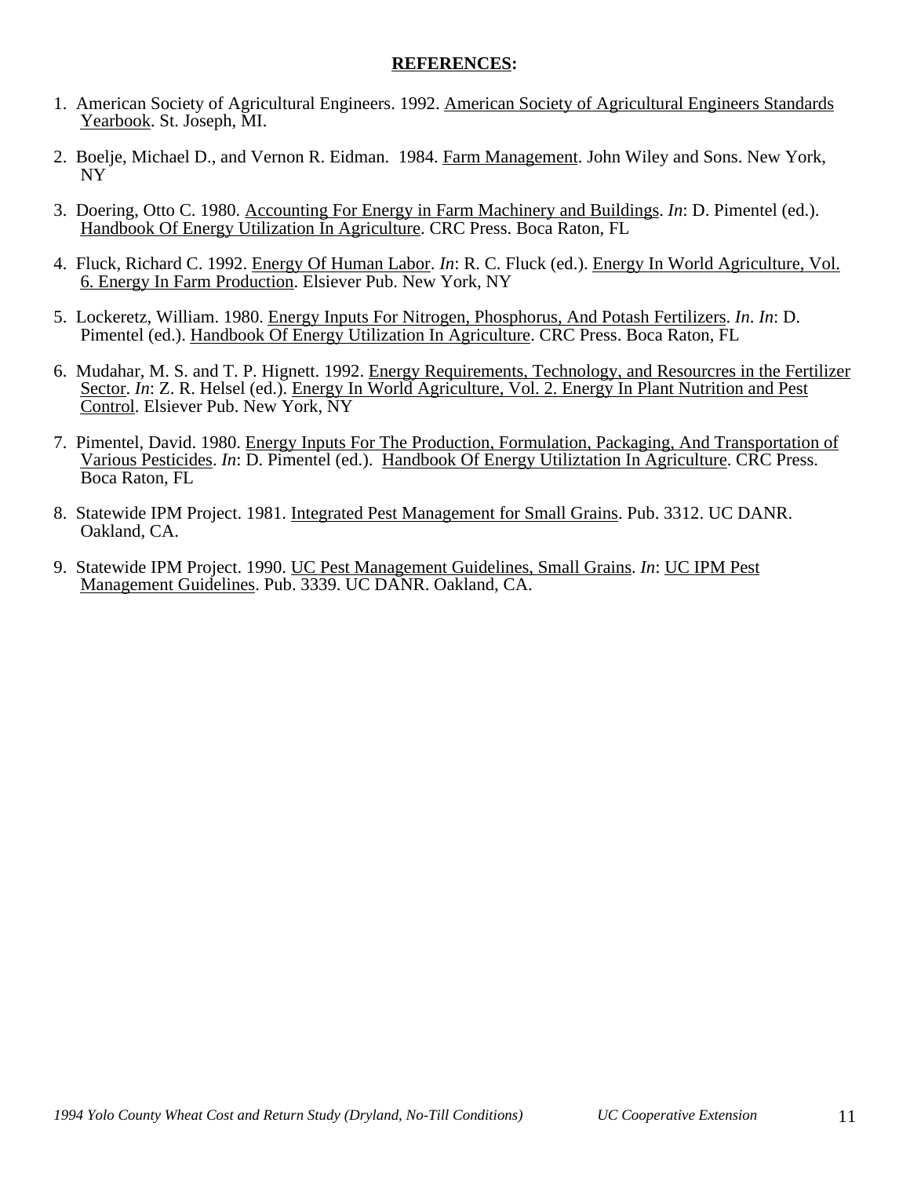## REFERENCES:

1. American Society of Agricultural Engineers. 1992. American Society of Agricultural Engineers Standards Yearbook. St. Joseph, MI.

2. Boelje, Michael D., and Vernon R. Eidman. 1984. Farm Management. John Wiley and Sons. New York, NY

3. Doering, Otto C. 1980. Accounting For Energy in Farm Machinery and Buildings. *In*: D. Pimentel (ed.). Handbook Of Energy Utilization In Agriculture. CRC Press. Boca Raton, FL

4. Fluck, Richard C. 1992. Energy Of Human Labor. *In*: R. C. Fluck (ed.). Energy In World Agriculture, Vol. 6. Energy In Farm Production. Elsiever Pub. New York, NY

5. Lockeretz, William. 1980. Energy Inputs For Nitrogen, Phosphorus, And Potash Fertilizers. *In*. *In*: D. Pimentel (ed.). Handbook Of Energy Utilization In Agriculture. CRC Press. Boca Raton, FL

6. Mudahar, M. S. and T. P. Hignett. 1992. Energy Requirements, Technology, and Resourcres in the Fertilizer Sector. *In*: Z. R. Helsel (ed.). Energy In World Agriculture, Vol. 2. Energy In Plant Nutrition and Pest Control. Elsiever Pub. New York, NY

7. Pimentel, David. 1980. Energy Inputs For The Production, Formulation, Packaging, And Transportation of Various Pesticides. *In*: D. Pimentel (ed.). Handbook Of Energy Utiliztation In Agriculture. CRC Press. Boca Raton, FL

8. Statewide IPM Project. 1981. Integrated Pest Management for Small Grains. Pub. 3312. UC DANR. Oakland, CA.

9. Statewide IPM Project. 1990. UC Pest Management Guidelines, Small Grains. *In*: UC IPM Pest Management Guidelines. Pub. 3339. UC DANR. Oakland, CA.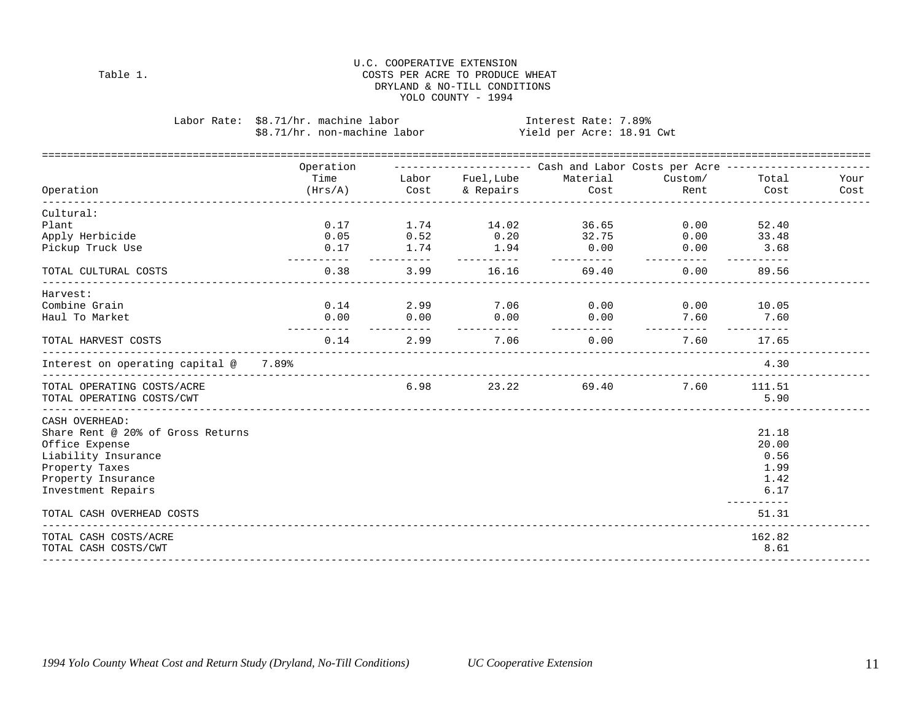Table 1.

**U.C. COOPERATIVE EXTENSION**
**COSTS PER ACRE TO PRODUCE WHEAT**
**DRYLAND & NO-TILL CONDITIONS**
**YOLO COUNTY - 1994**

Labor Rate: $8.71/hr. machine labor
$8.71/hr. non-machine labor

Interest Rate: 7.89%
Yield per Acre: 18.91 Cwt

| Operation | Operation Time (Hrs/A) | Labor Cost | Fuel,Lube & Repairs | Material Cost | Custom/ Rent | Total Cost | Your Cost |
|---|---|---|---|---|---|---|---|
| | | Cash and Labor Costs per Acre | | | | | |
| **Cultural:** | | | | | | | |
| Plant | 0.17 | 1.74 | 14.02 | 36.65 | 0.00 | 52.40 | |
| Apply Herbicide | 0.05 | 0.52 | 0.20 | 32.75 | 0.00 | 33.48 | |
| Pickup Truck Use | 0.17 | 1.74 | 1.94 | 0.00 | 0.00 | 3.68 | |
| TOTAL CULTURAL COSTS | 0.38 | 3.99 | 16.16 | 69.40 | 0.00 | 89.56 | |
| **Harvest:** | | | | | | | |
| Combine Grain | 0.14 | 2.99 | 7.06 | 0.00 | 0.00 | 10.05 | |
| Haul To Market | 0.00 | 0.00 | 0.00 | 0.00 | 7.60 | 7.60 | |
| TOTAL HARVEST COSTS | 0.14 | 2.99 | 7.06 | 0.00 | 7.60 | 17.65 | |
| Interest on operating capital @ 7.89% | | | | | | 4.30 | |
| TOTAL OPERATING COSTS/ACRE | | 6.98 | 23.22 | 69.40 | 7.60 | 111.51 | |
| TOTAL OPERATING COSTS/CWT | | | | | | 5.90 | |
| **CASH OVERHEAD:** | | | | | | | |
| Share Rent @ 20% of Gross Returns | | | | | | 21.18 | |
| Office Expense | | | | | | 20.00 | |
| Liability Insurance | | | | | | 0.56 | |
| Property Taxes | | | | | | 1.99 | |
| Property Insurance | | | | | | 1.42 | |
| Investment Repairs | | | | | | 6.17 | |
| TOTAL CASH OVERHEAD COSTS | | | | | | 51.31 | |
| TOTAL CASH COSTS/ACRE | | | | | | 162.82 | |
| TOTAL CASH COSTS/CWT | | | | | | 8.61 | |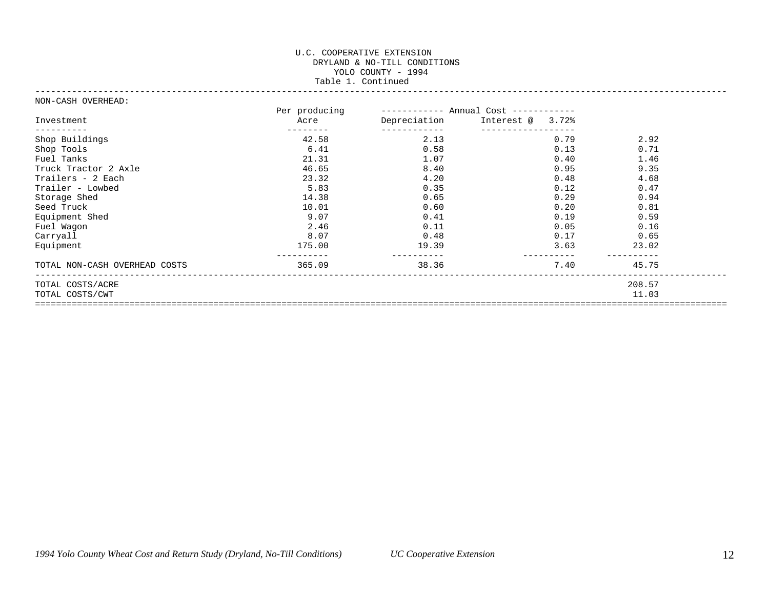U.C. COOPERATIVE EXTENSION
DRYLAND & NO-TILL CONDITIONS
YOLO COUNTY - 1994
Table 1. Continued

NON-CASH OVERHEAD:

| Investment | Per producing Acre | ------------ Annual Cost ------------ Depreciation | Interest @ 3.72% | |
|---|---|---|---|---|
| Shop Buildings | 42.58 | 2.13 | 0.79 | 2.92 |
| Shop Tools | 6.41 | 0.58 | 0.13 | 0.71 |
| Fuel Tanks | 21.31 | 1.07 | 0.40 | 1.46 |
| Truck Tractor 2 Axle | 46.65 | 8.40 | 0.95 | 9.35 |
| Trailers - 2 Each | 23.32 | 4.20 | 0.48 | 4.68 |
| Trailer - Lowbed | 5.83 | 0.35 | 0.12 | 0.47 |
| Storage Shed | 14.38 | 0.65 | 0.29 | 0.94 |
| Seed Truck | 10.01 | 0.60 | 0.20 | 0.81 |
| Equipment Shed | 9.07 | 0.41 | 0.19 | 0.59 |
| Fuel Wagon | 2.46 | 0.11 | 0.05 | 0.16 |
| Carryall | 8.07 | 0.48 | 0.17 | 0.65 |
| Equipment | 175.00 | 19.39 | 3.63 | 23.02 |
| TOTAL NON-CASH OVERHEAD COSTS | 365.09 | 38.36 | 7.40 | 45.75 |
| TOTAL COSTS/ACRE | | | | 208.57 |
| TOTAL COSTS/CWT | | | | 11.03 |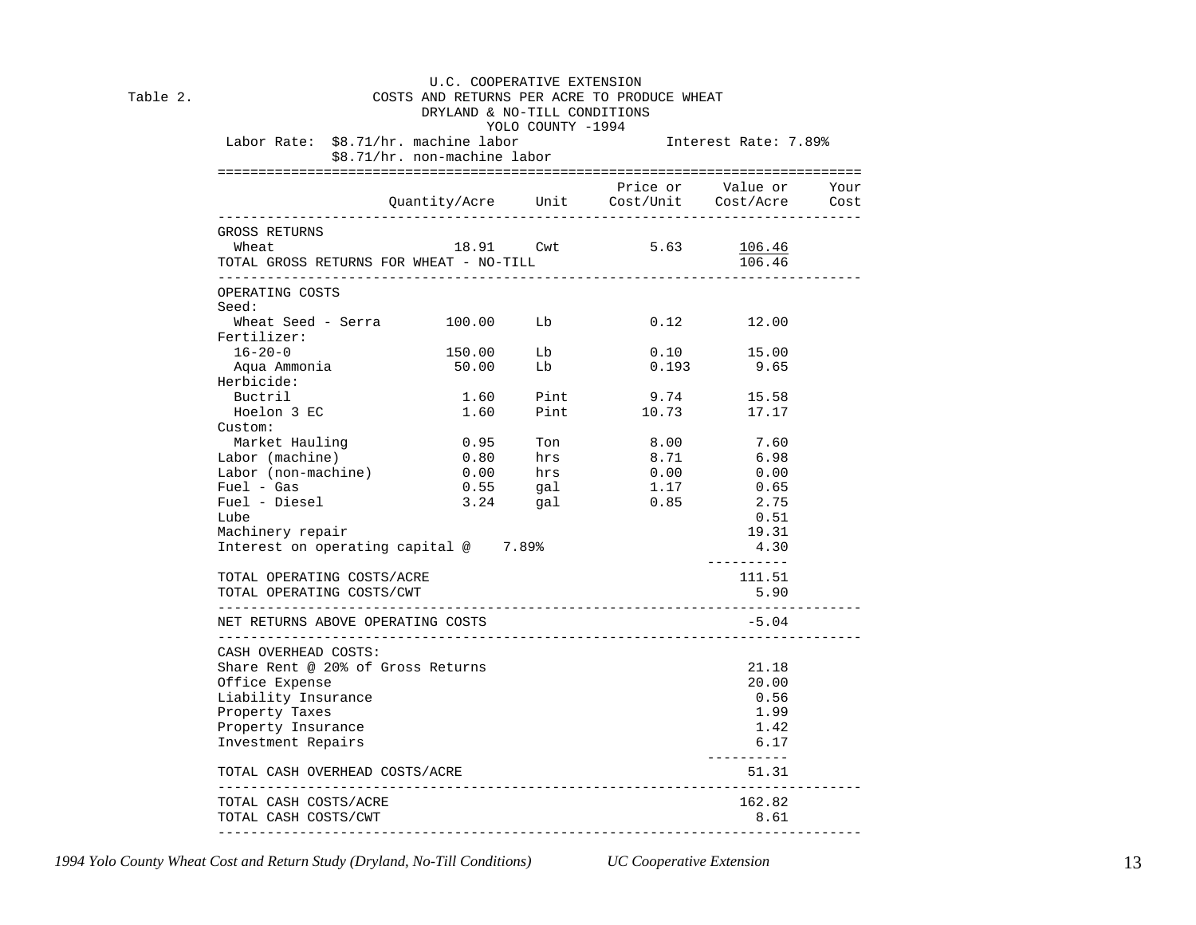U.C. COOPERATIVE EXTENSION

Table 2. COSTS AND RETURNS PER ACRE TO PRODUCE WHEAT
DRYLAND & NO-TILL CONDITIONS
YOLO COUNTY -1994

Labor Rate: $8.71/hr. machine labor
$8.71/hr. non-machine labor

Interest Rate: 7.89%

| | Quantity/Acre | Unit | Price or Cost/Unit | Value or Cost/Acre | Your Cost |
|---|---|---|---|---|---|
| GROSS RETURNS | | | | | |
| Wheat | 18.91 | Cwt | 5.63 | 106.46 | |
| TOTAL GROSS RETURNS FOR WHEAT - NO-TILL | | | | 106.46 | |
| OPERATING COSTS | | | | | |
| Seed: | | | | | |
| Wheat Seed - Serra | 100.00 | Lb | 0.12 | 12.00 | |
| Fertilizer: | | | | | |
| 16-20-0 | 150.00 | Lb | 0.10 | 15.00 | |
| Aqua Ammonia | 50.00 | Lb | 0.193 | 9.65 | |
| Herbicide: | | | | | |
| Buctril | 1.60 | Pint | 9.74 | 15.58 | |
| Hoelon 3 EC | 1.60 | Pint | 10.73 | 17.17 | |
| Custom: | | | | | |
| Market Hauling | 0.95 | Ton | 8.00 | 7.60 | |
| Labor (machine) | 0.80 | hrs | 8.71 | 6.98 | |
| Labor (non-machine) | 0.00 | hrs | 0.00 | 0.00 | |
| Fuel - Gas | 0.55 | gal | 1.17 | 0.65 | |
| Fuel - Diesel | 3.24 | gal | 0.85 | 2.75 | |
| Lube | | | | 0.51 | |
| Machinery repair | | | | 19.31 | |
| Interest on operating capital @ 7.89% | | | | 4.30 | |
| TOTAL OPERATING COSTS/ACRE | | | | 111.51 | |
| TOTAL OPERATING COSTS/CWT | | | | 5.90 | |
| NET RETURNS ABOVE OPERATING COSTS | | | | -5.04 | |
| CASH OVERHEAD COSTS: | | | | | |
| Share Rent @ 20% of Gross Returns | | | | 21.18 | |
| Office Expense | | | | 20.00 | |
| Liability Insurance | | | | 0.56 | |
| Property Taxes | | | | 1.99 | |
| Property Insurance | | | | 1.42 | |
| Investment Repairs | | | | 6.17 | |
| TOTAL CASH OVERHEAD COSTS/ACRE | | | | 51.31 | |
| TOTAL CASH COSTS/ACRE | | | | 162.82 | |
| TOTAL CASH COSTS/CWT | | | | 8.61 | |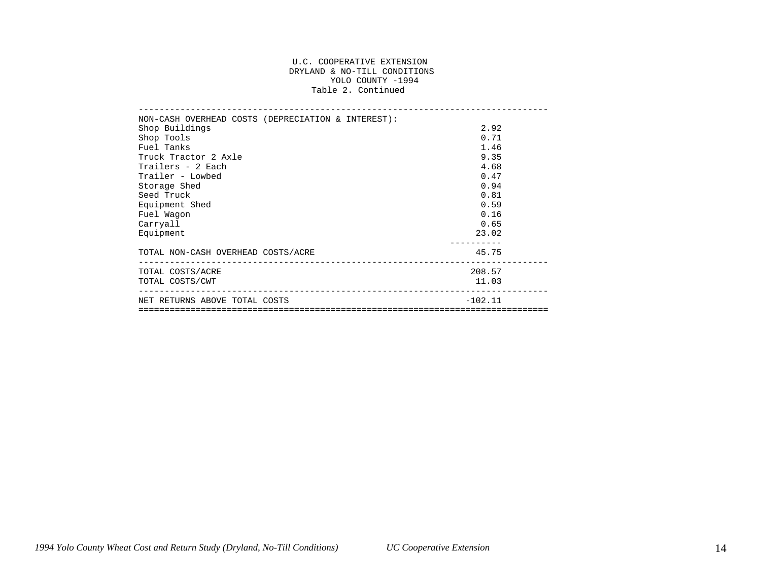U.C. COOPERATIVE EXTENSION
DRYLAND & NO-TILL CONDITIONS
YOLO COUNTY -1994
Table 2. Continued

| NON-CASH OVERHEAD COSTS (DEPRECIATION & INTEREST): | |
|---|---|
| Shop Buildings | 2.92 |
| Shop Tools | 0.71 |
| Fuel Tanks | 1.46 |
| Truck Tractor 2 Axle | 9.35 |
| Trailers - 2 Each | 4.68 |
| Trailer - Lowbed | 0.47 |
| Storage Shed | 0.94 |
| Seed Truck | 0.81 |
| Equipment Shed | 0.59 |
| Fuel Wagon | 0.16 |
| Carryall | 0.65 |
| Equipment | 23.02 |
| TOTAL NON-CASH OVERHEAD COSTS/ACRE | 45.75 |
| TOTAL COSTS/ACRE | 208.57 |
| TOTAL COSTS/CWT | 11.03 |
| NET RETURNS ABOVE TOTAL COSTS | -102.11 |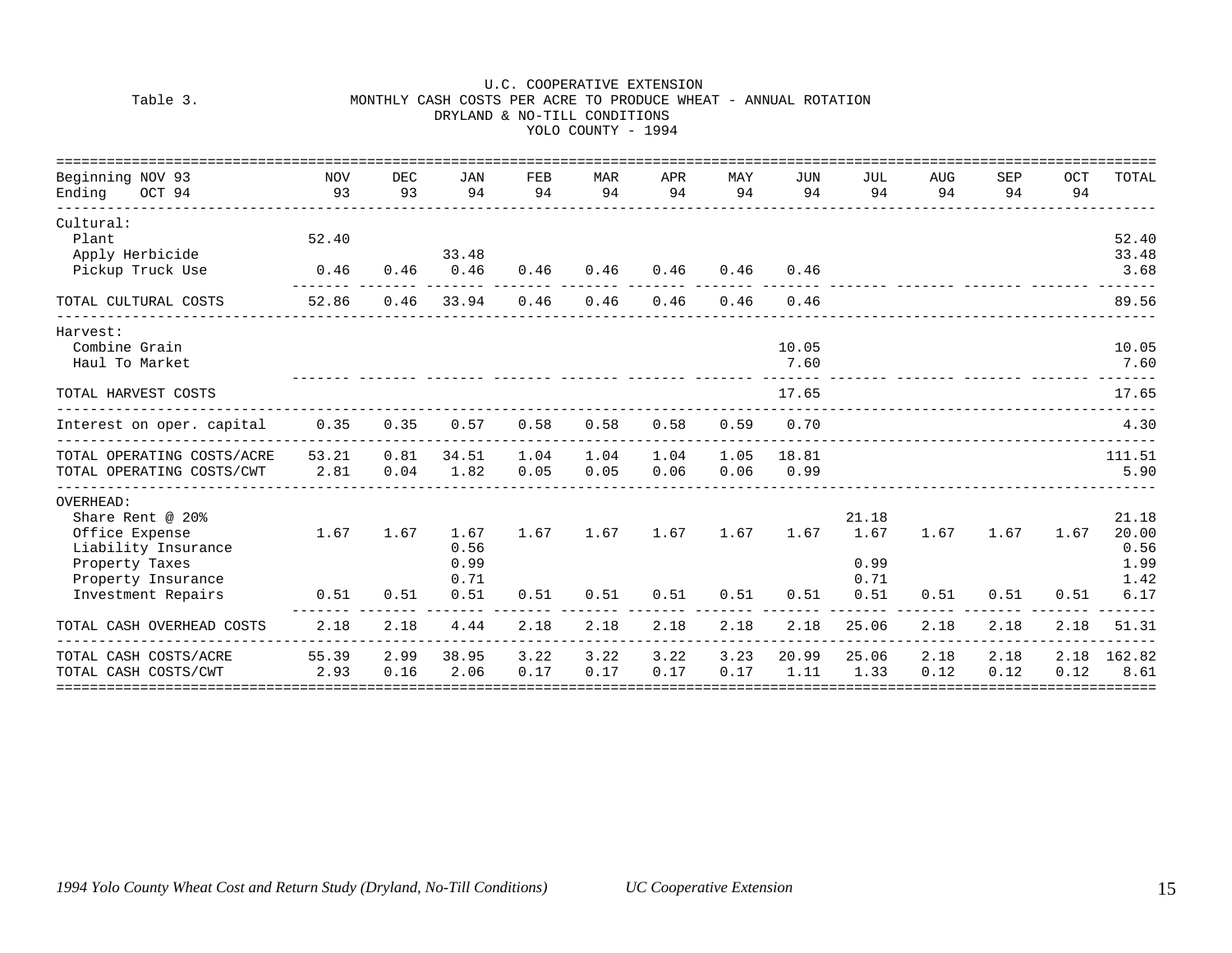U.C. COOPERATIVE EXTENSION

Table 3. MONTHLY CASH COSTS PER ACRE TO PRODUCE WHEAT - ANNUAL ROTATION
DRYLAND & NO-TILL CONDITIONS
YOLO COUNTY - 1994

| Beginning NOV 93 Ending OCT 94 | NOV 93 | DEC 93 | JAN 94 | FEB 94 | MAR 94 | APR 94 | MAY 94 | JUN 94 | JUL 94 | AUG 94 | SEP 94 | OCT 94 | TOTAL |
|---|---|---|---|---|---|---|---|---|---|---|---|---|---|
| Cultural: | | | | | | | | | | | | | |
| Plant | 52.40 | | | | | | | | | | | | 52.40 |
| Apply Herbicide | | | 33.48 | | | | | | | | | | 33.48 |
| Pickup Truck Use | 0.46 | 0.46 | 0.46 | 0.46 | 0.46 | 0.46 | 0.46 | 0.46 | | | | | 3.68 |
| TOTAL CULTURAL COSTS | 52.86 | 0.46 | 33.94 | 0.46 | 0.46 | 0.46 | 0.46 | 0.46 | | | | | 89.56 |
| Harvest: | | | | | | | | | | | | | |
| Combine Grain | | | | | | | | 10.05 | | | | | 10.05 |
| Haul To Market | | | | | | | | 7.60 | | | | | 7.60 |
| TOTAL HARVEST COSTS | | | | | | | | 17.65 | | | | | 17.65 |
| Interest on oper. capital | 0.35 | 0.35 | 0.57 | 0.58 | 0.58 | 0.58 | 0.59 | 0.70 | | | | | 4.30 |
| TOTAL OPERATING COSTS/ACRE | 53.21 | 0.81 | 34.51 | 1.04 | 1.04 | 1.04 | 1.05 | 18.81 | | | | | 111.51 |
| TOTAL OPERATING COSTS/CWT | 2.81 | 0.04 | 1.82 | 0.05 | 0.05 | 0.06 | 0.06 | 0.99 | | | | | 5.90 |
| OVERHEAD: | | | | | | | | | | | | | |
| Share Rent @ 20% | | | | | | | | | 21.18 | | | | 21.18 |
| Office Expense | 1.67 | 1.67 | 1.67 | 1.67 | 1.67 | 1.67 | 1.67 | 1.67 | 1.67 | 1.67 | 1.67 | 1.67 | 20.00 |
| Liability Insurance | | | 0.56 | | | | | | | | | | 0.56 |
| Property Taxes | | | 0.99 | | | | | | 0.99 | | | | 1.99 |
| Property Insurance | | | 0.71 | | | | | | 0.71 | | | | 1.42 |
| Investment Repairs | 0.51 | 0.51 | 0.51 | 0.51 | 0.51 | 0.51 | 0.51 | 0.51 | 0.51 | 0.51 | 0.51 | 0.51 | 6.17 |
| TOTAL CASH OVERHEAD COSTS | 2.18 | 2.18 | 4.44 | 2.18 | 2.18 | 2.18 | 2.18 | 2.18 | 25.06 | 2.18 | 2.18 | 2.18 | 51.31 |
| TOTAL CASH COSTS/ACRE | 55.39 | 2.99 | 38.95 | 3.22 | 3.22 | 3.22 | 3.23 | 20.99 | 25.06 | 2.18 | 2.18 | 2.18 | 162.82 |
| TOTAL CASH COSTS/CWT | 2.93 | 0.16 | 2.06 | 0.17 | 0.17 | 0.17 | 0.17 | 1.11 | 1.33 | 0.12 | 0.12 | 0.12 | 8.61 |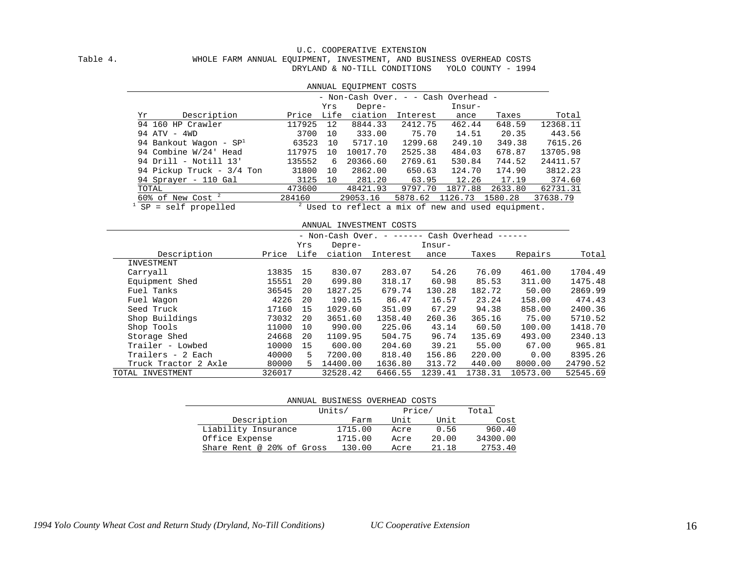U.C. COOPERATIVE EXTENSION

Table 4. WHOLE FARM ANNUAL EQUIPMENT, INVESTMENT, AND BUSINESS OVERHEAD COSTS
DRYLAND & NO-TILL CONDITIONS YOLO COUNTY - 1994

ANNUAL EQUIPMENT COSTS

| | | | - Non-Cash Over. - | - Cash Overhead - | | | |
|---|---|---|---|---|---|---|---|
| Yr Description | Price | Yrs Life | Depre-ciation | Interest | Insur-ance | Taxes | Total |
| 94 160 HP Crawler | 117925 | 12 | 8844.33 | 2412.75 | 462.44 | 648.59 | 12368.11 |
| 94 ATV - 4WD | 3700 | 10 | 333.00 | 75.70 | 14.51 | 20.35 | 443.56 |
| 94 Bankout Wagon - SP[1] | 63523 | 10 | 5717.10 | 1299.68 | 249.10 | 349.38 | 7615.26 |
| 94 Combine W/24' Head | 117975 | 10 | 10017.70 | 2525.38 | 484.03 | 678.87 | 13705.98 |
| 94 Drill - Notill 13' | 135552 | 6 | 20366.60 | 2769.61 | 530.84 | 744.52 | 24411.57 |
| 94 Pickup Truck - 3/4 Ton | 31800 | 10 | 2862.00 | 650.63 | 124.70 | 174.90 | 3812.23 |
| 94 Sprayer - 110 Gal | 3125 | 10 | 281.20 | 63.95 | 12.26 | 17.19 | 374.60 |
| TOTAL | 473600 | | 48421.93 | 9797.70 | 1877.88 | 2633.80 | 62731.31 |
| 60% of New Cost [2] | 284160 | | 29053.16 | 5878.62 | 1126.73 | 1580.28 | 37638.79 |

[1] SP = self propelled [2] Used to reflect a mix of new and used equipment.

ANNUAL INVESTMENT COSTS

| | | | - Non-Cash Over. - | ------ Cash Overhead ------ | | | | |
|---|---|---|---|---|---|---|---|---|
| Description | Price | Yrs Life | Depre-ciation | Interest | Insur-ance | Taxes | Repairs | Total |
| INVESTMENT | | | | | | | | |
| Carryall | 13835 | 15 | 830.07 | 283.07 | 54.26 | 76.09 | 461.00 | 1704.49 |
| Equipment Shed | 15551 | 20 | 699.80 | 318.17 | 60.98 | 85.53 | 311.00 | 1475.48 |
| Fuel Tanks | 36545 | 20 | 1827.25 | 679.74 | 130.28 | 182.72 | 50.00 | 2869.99 |
| Fuel Wagon | 4226 | 20 | 190.15 | 86.47 | 16.57 | 23.24 | 158.00 | 474.43 |
| Seed Truck | 17160 | 15 | 1029.60 | 351.09 | 67.29 | 94.38 | 858.00 | 2400.36 |
| Shop Buildings | 73032 | 20 | 3651.60 | 1358.40 | 260.36 | 365.16 | 75.00 | 5710.52 |
| Shop Tools | 11000 | 10 | 990.00 | 225.06 | 43.14 | 60.50 | 100.00 | 1418.70 |
| Storage Shed | 24668 | 20 | 1109.95 | 504.75 | 96.74 | 135.69 | 493.00 | 2340.13 |
| Trailer - Lowbed | 10000 | 15 | 600.00 | 204.60 | 39.21 | 55.00 | 67.00 | 965.81 |
| Trailers - 2 Each | 40000 | 5 | 7200.00 | 818.40 | 156.86 | 220.00 | 0.00 | 8395.26 |
| Truck Tractor 2 Axle | 80000 | 5 | 14400.00 | 1636.80 | 313.72 | 440.00 | 8000.00 | 24790.52 |
| TOTAL INVESTMENT | 326017 | | 32528.42 | 6466.55 | 1239.41 | 1738.31 | 10573.00 | 52545.69 |

ANNUAL BUSINESS OVERHEAD COSTS

| Description | Units/ Farm | Unit | Price/ Unit | Total Cost |
|---|---|---|---|---|
| Liability Insurance | 1715.00 | Acre | 0.56 | 960.40 |
| Office Expense | 1715.00 | Acre | 20.00 | 34300.00 |
| Share Rent @ 20% of Gross | 130.00 | Acre | 21.18 | 2753.40 |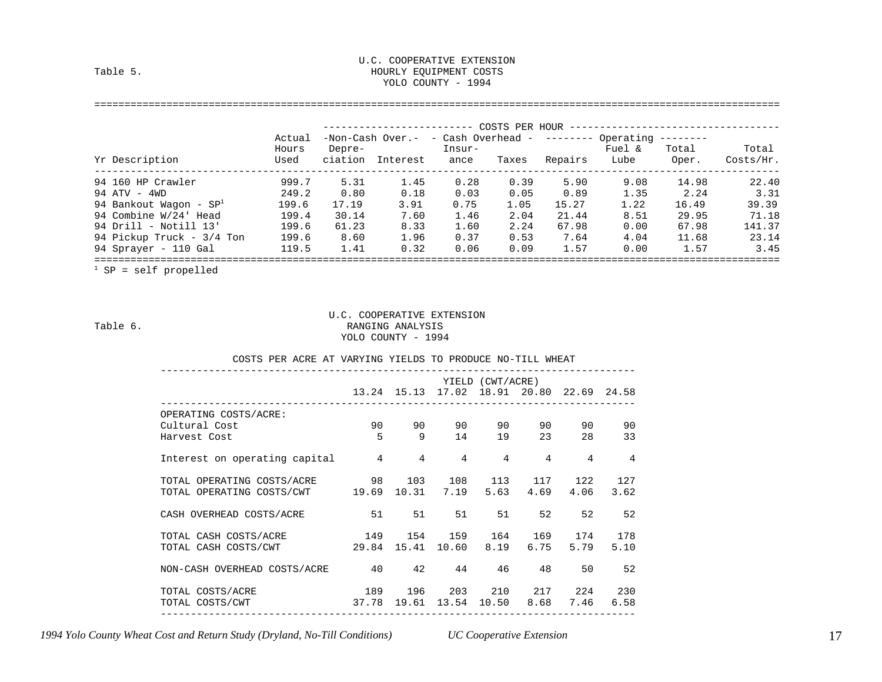Table 5.

U.C. COOPERATIVE EXTENSION
HOURLY EQUIPMENT COSTS
YOLO COUNTY - 1994

| | | COSTS PER HOUR | | | | | | | |
|---|---|---|---|---|---|---|---|---|---|
| | Actual | -Non-Cash Over.- | | - Cash Overhead - | | -------- Operating -------- | | | |
| Yr Description | Hours Used | Depre-ciation | Interest | Insur-ance | Taxes | Repairs | Fuel & Lube | Total Oper. | Total Costs/Hr. |
| 94 160 HP Crawler | 999.7 | 5.31 | 1.45 | 0.28 | 0.39 | 5.90 | 9.08 | 14.98 | 22.40 |
| 94 ATV - 4WD | 249.2 | 0.80 | 0.18 | 0.03 | 0.05 | 0.89 | 1.35 | 2.24 | 3.31 |
| 94 Bankout Wagon - SP[1] | 199.6 | 17.19 | 3.91 | 0.75 | 1.05 | 15.27 | 1.22 | 16.49 | 39.39 |
| 94 Combine W/24' Head | 199.4 | 30.14 | 7.60 | 1.46 | 2.04 | 21.44 | 8.51 | 29.95 | 71.18 |
| 94 Drill - Notill 13' | 199.6 | 61.23 | 8.33 | 1.60 | 2.24 | 67.98 | 0.00 | 67.98 | 141.37 |
| 94 Pickup Truck - 3/4 Ton | 199.6 | 8.60 | 1.96 | 0.37 | 0.53 | 7.64 | 4.04 | 11.68 | 23.14 |
| 94 Sprayer - 110 Gal | 119.5 | 1.41 | 0.32 | 0.06 | 0.09 | 1.57 | 0.00 | 1.57 | 3.45 |

[1] SP = self propelled

Table 6.

U.C. COOPERATIVE EXTENSION
RANGING ANALYSIS
YOLO COUNTY - 1994

COSTS PER ACRE AT VARYING YIELDS TO PRODUCE NO-TILL WHEAT

| | YIELD (CWT/ACRE) | | | | | | |
|---|---|---|---|---|---|---|---|
| | 13.24 | 15.13 | 17.02 | 18.91 | 20.80 | 22.69 | 24.58 |
| OPERATING COSTS/ACRE: | | | | | | | |
| Cultural Cost | 90 | 90 | 90 | 90 | 90 | 90 | 90 |
| Harvest Cost | 5 | 9 | 14 | 19 | 23 | 28 | 33 |
| Interest on operating capital | 4 | 4 | 4 | 4 | 4 | 4 | 4 |
| TOTAL OPERATING COSTS/ACRE | 98 | 103 | 108 | 113 | 117 | 122 | 127 |
| TOTAL OPERATING COSTS/CWT | 19.69 | 10.31 | 7.19 | 5.63 | 4.69 | 4.06 | 3.62 |
| CASH OVERHEAD COSTS/ACRE | 51 | 51 | 51 | 51 | 52 | 52 | 52 |
| TOTAL CASH COSTS/ACRE | 149 | 154 | 159 | 164 | 169 | 174 | 178 |
| TOTAL CASH COSTS/CWT | 29.84 | 15.41 | 10.60 | 8.19 | 6.75 | 5.79 | 5.10 |
| NON-CASH OVERHEAD COSTS/ACRE | 40 | 42 | 44 | 46 | 48 | 50 | 52 |
| TOTAL COSTS/ACRE | 189 | 196 | 203 | 210 | 217 | 224 | 230 |
| TOTAL COSTS/CWT | 37.78 | 19.61 | 13.54 | 10.50 | 8.68 | 7.46 | 6.58 |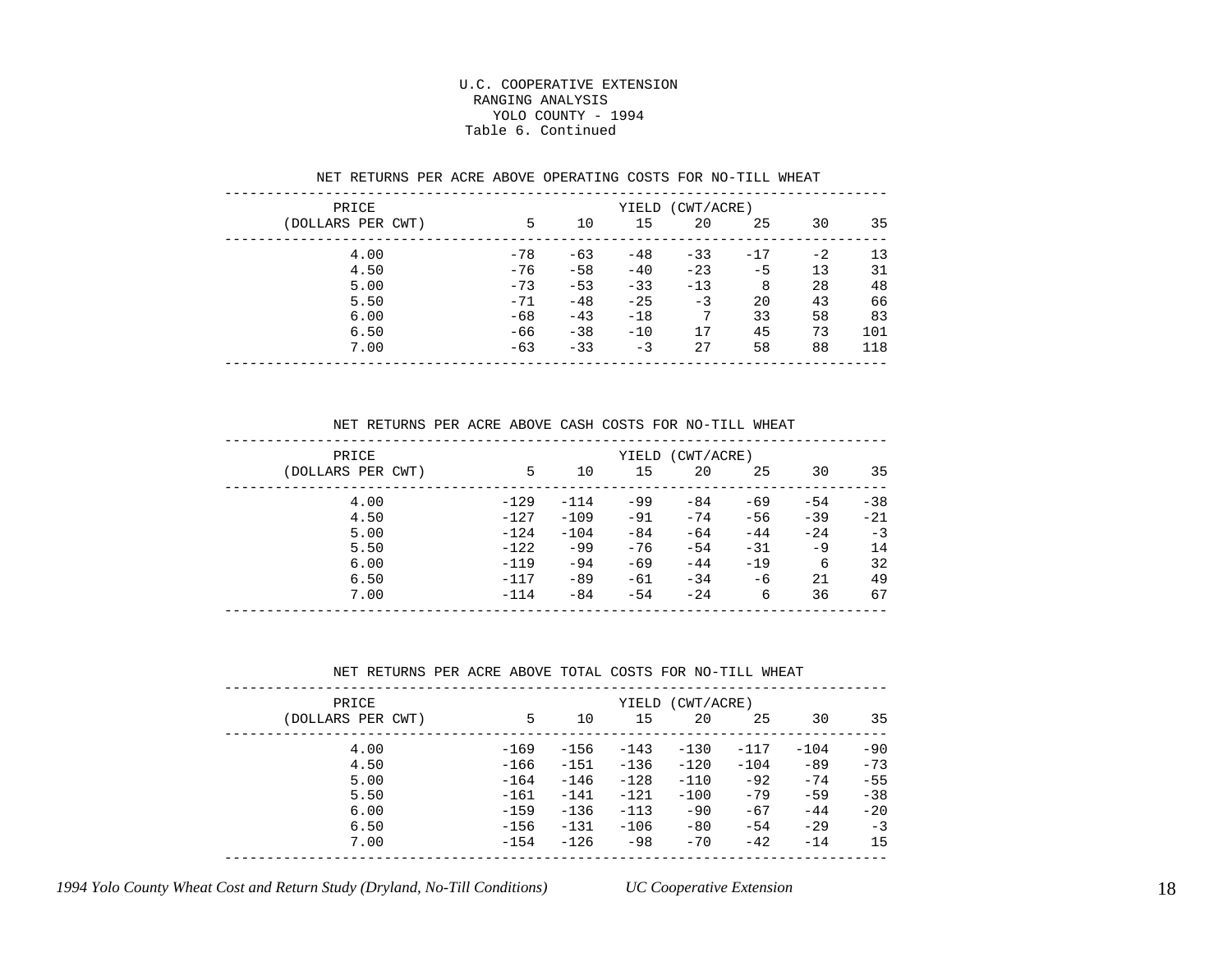U.C. COOPERATIVE EXTENSION
RANGING ANALYSIS
YOLO COUNTY - 1994
Table 6. Continued

NET RETURNS PER ACRE ABOVE OPERATING COSTS FOR NO-TILL WHEAT

| PRICE | YIELD (CWT/ACRE) | | | | | | |
|---|---|---|---|---|---|---|---|
| (DOLLARS PER CWT) | 5 | 10 | 15 | 20 | 25 | 30 | 35 |
| 4.00 | -78 | -63 | -48 | -33 | -17 | -2 | 13 |
| 4.50 | -76 | -58 | -40 | -23 | -5 | 13 | 31 |
| 5.00 | -73 | -53 | -33 | -13 | 8 | 28 | 48 |
| 5.50 | -71 | -48 | -25 | -3 | 20 | 43 | 66 |
| 6.00 | -68 | -43 | -18 | 7 | 33 | 58 | 83 |
| 6.50 | -66 | -38 | -10 | 17 | 45 | 73 | 101 |
| 7.00 | -63 | -33 | -3 | 27 | 58 | 88 | 118 |

NET RETURNS PER ACRE ABOVE CASH COSTS FOR NO-TILL WHEAT

| PRICE | YIELD (CWT/ACRE) | | | | | | |
|---|---|---|---|---|---|---|---|
| (DOLLARS PER CWT) | 5 | 10 | 15 | 20 | 25 | 30 | 35 |
| 4.00 | -129 | -114 | -99 | -84 | -69 | -54 | -38 |
| 4.50 | -127 | -109 | -91 | -74 | -56 | -39 | -21 |
| 5.00 | -124 | -104 | -84 | -64 | -44 | -24 | -3 |
| 5.50 | -122 | -99 | -76 | -54 | -31 | -9 | 14 |
| 6.00 | -119 | -94 | -69 | -44 | -19 | 6 | 32 |
| 6.50 | -117 | -89 | -61 | -34 | -6 | 21 | 49 |
| 7.00 | -114 | -84 | -54 | -24 | 6 | 36 | 67 |

NET RETURNS PER ACRE ABOVE TOTAL COSTS FOR NO-TILL WHEAT

| PRICE | YIELD (CWT/ACRE) | | | | | | |
|---|---|---|---|---|---|---|---|
| (DOLLARS PER CWT) | 5 | 10 | 15 | 20 | 25 | 30 | 35 |
| 4.00 | -169 | -156 | -143 | -130 | -117 | -104 | -90 |
| 4.50 | -166 | -151 | -136 | -120 | -104 | -89 | -73 |
| 5.00 | -164 | -146 | -128 | -110 | -92 | -74 | -55 |
| 5.50 | -161 | -141 | -121 | -100 | -79 | -59 | -38 |
| 6.00 | -159 | -136 | -113 | -90 | -67 | -44 | -20 |
| 6.50 | -156 | -131 | -106 | -80 | -54 | -29 | -3 |
| 7.00 | -154 | -126 | -98 | -70 | -42 | -14 | 15 |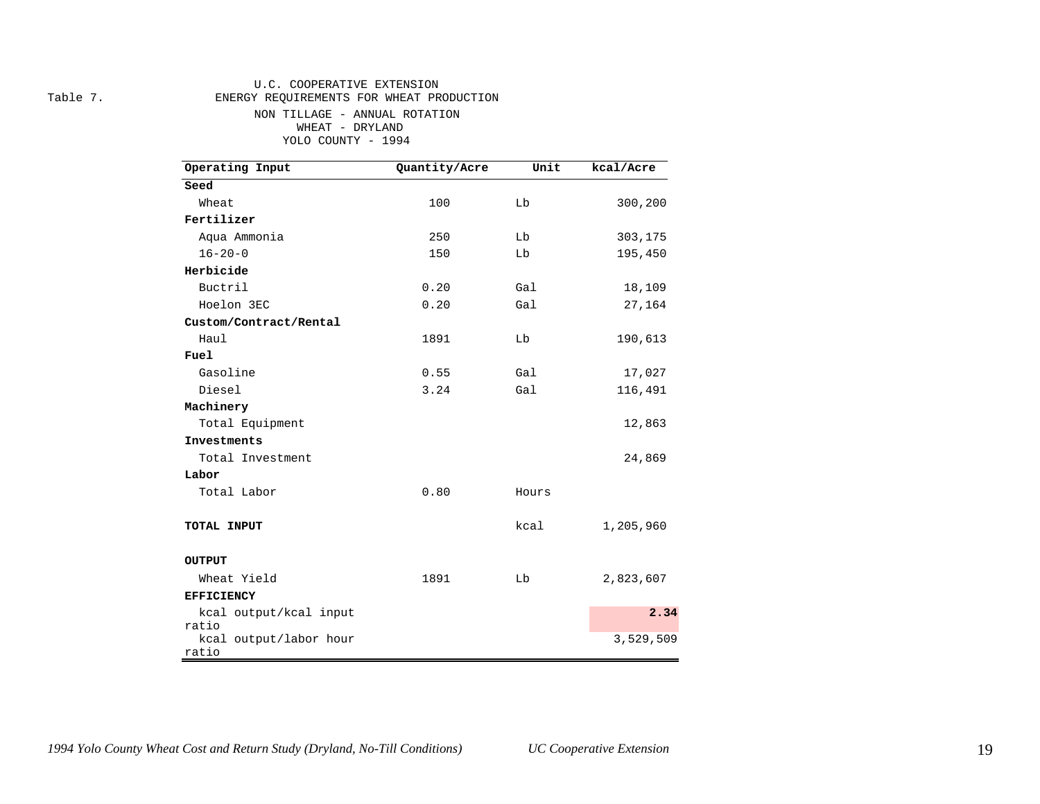Table 7.

U.C. COOPERATIVE EXTENSION
ENERGY REQUIREMENTS FOR WHEAT PRODUCTION
NON TILLAGE - ANNUAL ROTATION
WHEAT - DRYLAND
YOLO COUNTY - 1994

| Operating Input | Quantity/Acre | Unit | kcal/Acre |
|---|---|---|---|
| **Seed** | | | |
| Wheat | 100 | Lb | 300,200 |
| **Fertilizer** | | | |
| Aqua Ammonia | 250 | Lb | 303,175 |
| 16-20-0 | 150 | Lb | 195,450 |
| **Herbicide** | | | |
| Buctril | 0.20 | Gal | 18,109 |
| Hoelon 3EC | 0.20 | Gal | 27,164 |
| **Custom/Contract/Rental** | | | |
| Haul | 1891 | Lb | 190,613 |
| **Fuel** | | | |
| Gasoline | 0.55 | Gal | 17,027 |
| Diesel | 3.24 | Gal | 116,491 |
| **Machinery** | | | |
| Total Equipment | | | 12,863 |
| **Investments** | | | |
| Total Investment | | | 24,869 |
| **Labor** | | | |
| Total Labor | 0.80 | Hours | |
| **TOTAL INPUT** | | kcal | 1,205,960 |
| **OUTPUT** | | | |
| Wheat Yield | 1891 | Lb | 2,823,607 |
| **EFFICIENCY** | | | |
| kcal output/kcal input ratio | | | **2.34** |
| kcal output/labor hour ratio | | | 3,529,509 |

*1994 Yolo County Wheat Cost and Return Study (Dryland, No-Till Conditions)* *UC Cooperative Extension*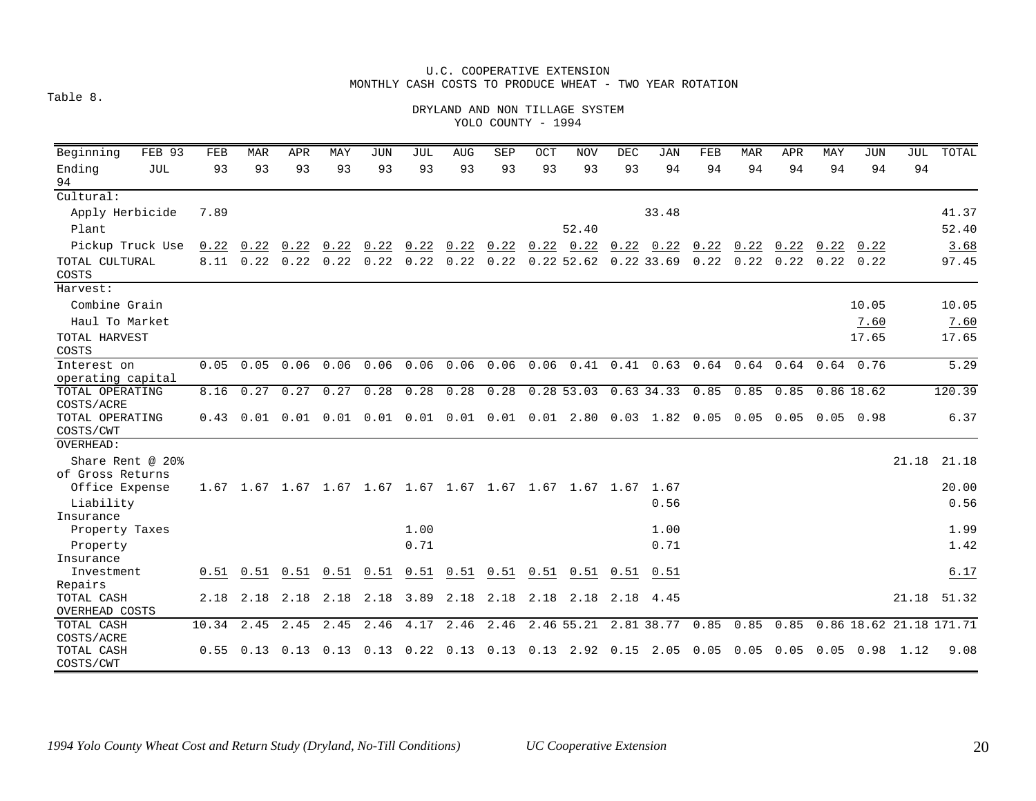Table 8.

U.C. COOPERATIVE EXTENSION
MONTHLY CASH COSTS TO PRODUCE WHEAT - TWO YEAR ROTATION

DRYLAND AND NON TILLAGE SYSTEM
YOLO COUNTY - 1994

| Beginning FEB 93 / Ending JUL 94 | FEB 93 | MAR 93 | APR 93 | MAY 93 | JUN 93 | JUL 93 | AUG 93 | SEP 93 | OCT 93 | NOV 93 | DEC 93 | JAN 94 | FEB 94 | MAR 94 | APR 94 | MAY 94 | JUN 94 | JUL 94 | TOTAL |
|---|---|---|---|---|---|---|---|---|---|---|---|---|---|---|---|---|---|---|---|
| Cultural: | | | | | | | | | | | | | | | | | | | |
| Apply Herbicide | 7.89 | | | | | | | | | | | 33.48 | | | | | | | 41.37 |
| Plant | | | | | | | | | | 52.40 | | | | | | | | | 52.40 |
| Pickup Truck Use | 0.22 | 0.22 | 0.22 | 0.22 | 0.22 | 0.22 | 0.22 | 0.22 | 0.22 | 0.22 | 0.22 | 0.22 | 0.22 | 0.22 | 0.22 | 0.22 | 0.22 | | 3.68 |
| TOTAL CULTURAL COSTS | 8.11 | 0.22 | 0.22 | 0.22 | 0.22 | 0.22 | 0.22 | 0.22 | 0.22 | 52.62 | 0.22 | 33.69 | 0.22 | 0.22 | 0.22 | 0.22 | 0.22 | | 97.45 |
| Harvest: | | | | | | | | | | | | | | | | | | | |
| Combine Grain | | | | | | | | | | | | | | | | | 10.05 | | 10.05 |
| Haul To Market | | | | | | | | | | | | | | | | | 7.60 | | 7.60 |
| TOTAL HARVEST COSTS | | | | | | | | | | | | | | | | | 17.65 | | 17.65 |
| Interest on operating capital | 0.05 | 0.05 | 0.06 | 0.06 | 0.06 | 0.06 | 0.06 | 0.06 | 0.06 | 0.41 | 0.41 | 0.63 | 0.64 | 0.64 | 0.64 | 0.64 | 0.76 | | 5.29 |
| TOTAL OPERATING COSTS/ACRE | 8.16 | 0.27 | 0.27 | 0.27 | 0.28 | 0.28 | 0.28 | 0.28 | 0.28 | 53.03 | 0.63 | 34.33 | 0.85 | 0.85 | 0.85 | 0.86 | 18.62 | | 120.39 |
| TOTAL OPERATING COSTS/CWT | 0.43 | 0.01 | 0.01 | 0.01 | 0.01 | 0.01 | 0.01 | 0.01 | 0.01 | 2.80 | 0.03 | 1.82 | 0.05 | 0.05 | 0.05 | 0.05 | 0.98 | | 6.37 |
| OVERHEAD: | | | | | | | | | | | | | | | | | | | |
| Share Rent @ 20% of Gross Returns | | | | | | | | | | | | | | | | | | 21.18 | 21.18 |
| Office Expense | 1.67 | 1.67 | 1.67 | 1.67 | 1.67 | 1.67 | 1.67 | 1.67 | 1.67 | 1.67 | 1.67 | 1.67 | | | | | | | 20.00 |
| Liability Insurance | | | | | | | | | | | | 0.56 | | | | | | | 0.56 |
| Property Taxes | | | | | | 1.00 | | | | | | 1.00 | | | | | | | 1.99 |
| Property Insurance | | | | | | 0.71 | | | | | | 0.71 | | | | | | | 1.42 |
| Investment Repairs | 0.51 | 0.51 | 0.51 | 0.51 | 0.51 | 0.51 | 0.51 | 0.51 | 0.51 | 0.51 | 0.51 | 0.51 | | | | | | | 6.17 |
| TOTAL CASH OVERHEAD COSTS | 2.18 | 2.18 | 2.18 | 2.18 | 2.18 | 3.89 | 2.18 | 2.18 | 2.18 | 2.18 | 2.18 | 4.45 | | | | | | 21.18 | 51.32 |
| TOTAL CASH COSTS/ACRE | 10.34 | 2.45 | 2.45 | 2.45 | 2.46 | 4.17 | 2.46 | 2.46 | 2.46 | 55.21 | 2.81 | 38.77 | 0.85 | 0.85 | 0.85 | 0.86 | 18.62 | 21.18 | 171.71 |
| TOTAL CASH COSTS/CWT | 0.55 | 0.13 | 0.13 | 0.13 | 0.13 | 0.22 | 0.13 | 0.13 | 0.13 | 2.92 | 0.15 | 2.05 | 0.05 | 0.05 | 0.05 | 0.05 | 0.98 | 1.12 | 9.08 |